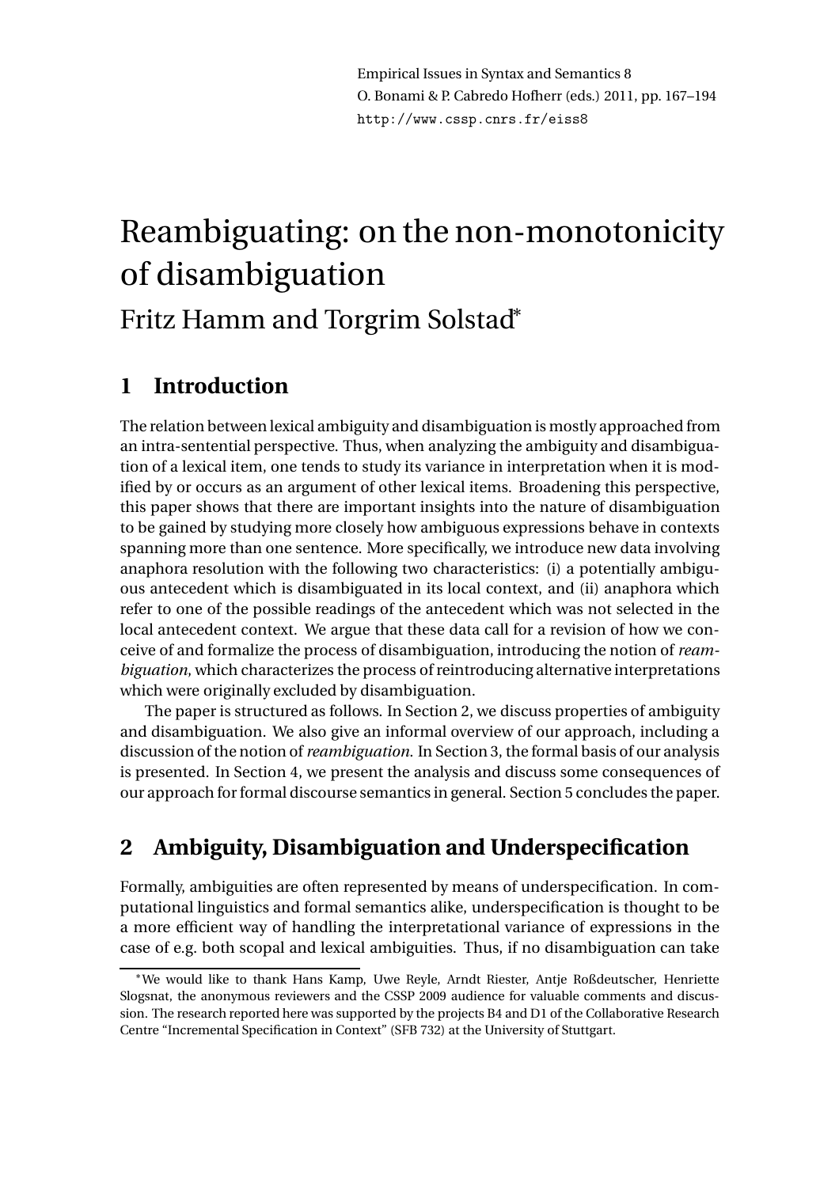# Reambiguating: on the non-monotonicity of disambiguation

Fritz Hamm and Torgrim Solstad*

## 1 Introduction

The relation between lexical ambiguity and disambiguation is mostly approached from an intra-sentential perspective. Thus, when analyzing the ambiguity and disambiguation of a lexical item, one tends to study its variance in interpretation when it is modified by or occurs as an argument of other lexical items. Broadening this perspective, this paper shows that there are important insights into the nature of disambiguation to be gained by studying more closely how ambiguous expressions behave in contexts spanning more than one sentence. More specifically, we introduce new data involving anaphora resolution with the following two characteristics: (i) a potentially ambiguous antecedent which is disambiguated in its local context, and (ii) anaphora which refer to one of the possible readings of the antecedent which was not selected in the local antecedent context. We argue that these data call for a revision of how we conceive of and formalize the process of disambiguation, introducing the notion of *reambiguation*, which characterizes the process of reintroducing alternative interpretations which were originally excluded by disambiguation.

The paper is structured as follows. In Section 2, we discuss properties of ambiguity and disambiguation. We also give an informal overview of our approach, including a discussion of the notion of *reambiguation*. In Section 3, the formal basis of our analysis is presented. In Section 4, we present the analysis and discuss some consequences of our approach for formal discourse semantics in general. Section 5 concludes the paper.

## 2 Ambiguity, Disambiguation and Underspecification

Formally, ambiguities are often represented by means of underspecification. In computational linguistics and formal semantics alike, underspecification is thought to be a more efficient way of handling the interpretational variance of expressions in the case of e.g. both scopal and lexical ambiguities. Thus, if no disambiguation can take

---

*We would like to thank Hans Kamp, Uwe Reyle, Arndt Riester, Antje Roßdeutscher, Henriette Slogsnat, the anonymous reviewers and the CSSP 2009 audience for valuable comments and discussion. The research reported here was supported by the projects B4 and D1 of the Collaborative Research Centre "Incremental Specification in Context" (SFB 732) at the University of Stuttgart.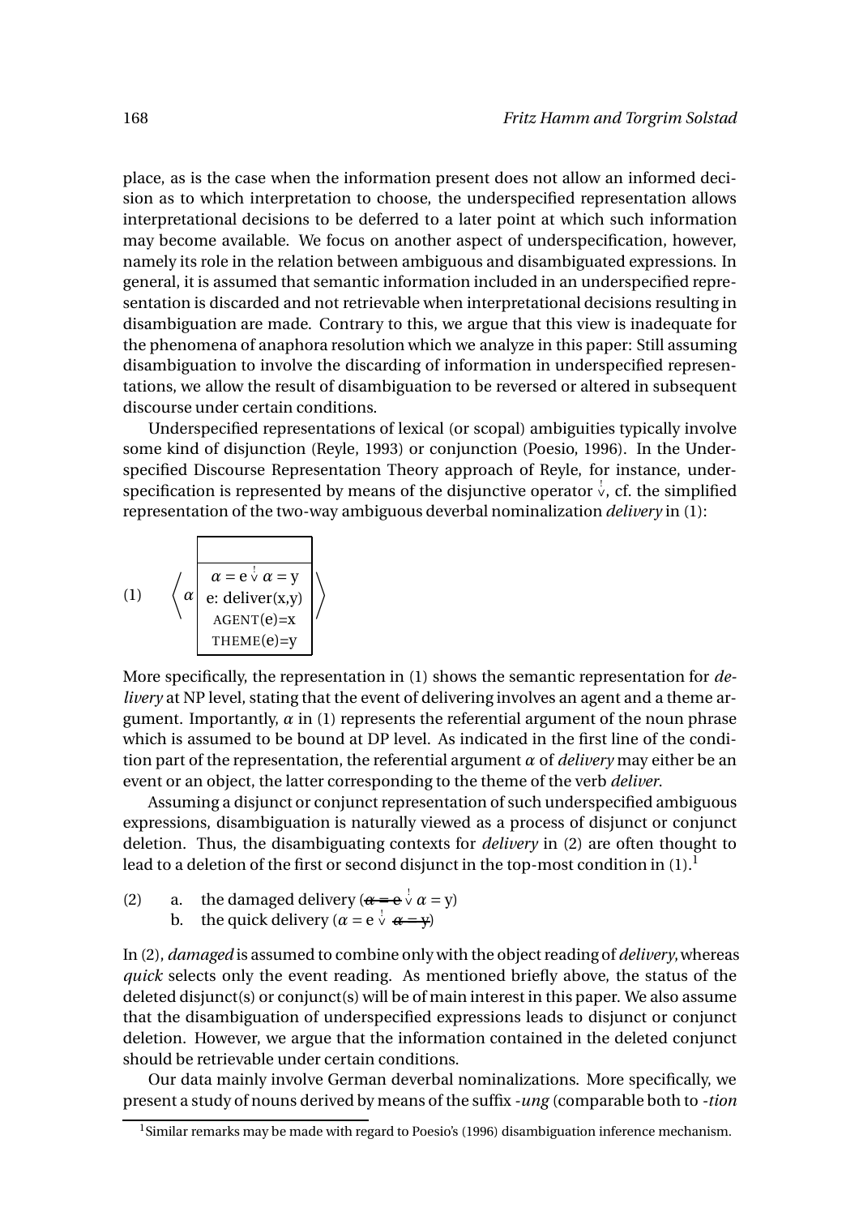place, as is the case when the information present does not allow an informed decision as to which interpretation to choose, the underspecified representation allows interpretational decisions to be deferred to a later point at which such information may become available. We focus on another aspect of underspecification, however, namely its role in the relation between ambiguous and disambiguated expressions. In general, it is assumed that semantic information included in an underspecified representation is discarded and not retrievable when interpretational decisions resulting in disambiguation are made. Contrary to this, we argue that this view is inadequate for the phenomena of anaphora resolution which we analyze in this paper: Still assuming disambiguation to involve the discarding of information in underspecified representations, we allow the result of disambiguation to be reversed or altered in subsequent discourse under certain conditions.

Underspecified representations of lexical (or scopal) ambiguities typically involve some kind of disjunction (Reyle, 1993) or conjunction (Poesio, 1996). In the Underspecified Discourse Representation Theory approach of Reyle, for instance, underspecification is represented by means of the disjunctive operator $\overset{!}{\vee}$, cf. the simplified representation of the two-way ambiguous deverbal nominalization *delivery* in (1):

(1) $\left\langle \alpha \;\begin{array}{|c|}\hline \\ \hline \alpha = \mathrm{e} \overset{!}{\vee} \alpha = \mathrm{y} \\ \mathrm{e: deliver(x,y)} \\ \textsc{agent}(\mathrm{e})=\mathrm{x} \\ \textsc{theme}(\mathrm{e})=\mathrm{y} \\ \hline \end{array} \right\rangle$

More specifically, the representation in (1) shows the semantic representation for *delivery* at NP level, stating that the event of delivering involves an agent and a theme argument. Importantly, $\alpha$ in (1) represents the referential argument of the noun phrase which is assumed to be bound at DP level. As indicated in the first line of the condition part of the representation, the referential argument $\alpha$ of *delivery* may either be an event or an object, the latter corresponding to the theme of the verb *deliver*.

Assuming a disjunct or conjunct representation of such underspecified ambiguous expressions, disambiguation is naturally viewed as a process of disjunct or conjunct deletion. Thus, the disambiguating contexts for *delivery* in (2) are often thought to lead to a deletion of the first or second disjunct in the top-most condition in (1).[1]

(2) a. the damaged delivery ($\sout{\alpha = \mathrm{e}} \overset{!}{\vee} \alpha = \mathrm{y}$)
b. the quick delivery ($\alpha = \mathrm{e} \overset{!}{\vee} \sout{\alpha = \mathrm{y}}$)

In (2), *damaged* is assumed to combine only with the object reading of *delivery*, whereas *quick* selects only the event reading. As mentioned briefly above, the status of the deleted disjunct(s) or conjunct(s) will be of main interest in this paper. We also assume that the disambiguation of underspecified expressions leads to disjunct or conjunct deletion. However, we argue that the information contained in the deleted conjunct should be retrievable under certain conditions.

Our data mainly involve German deverbal nominalizations. More specifically, we present a study of nouns derived by means of the suffix *-ung* (comparable both to *-tion*

[1] Similar remarks may be made with regard to Poesio's (1996) disambiguation inference mechanism.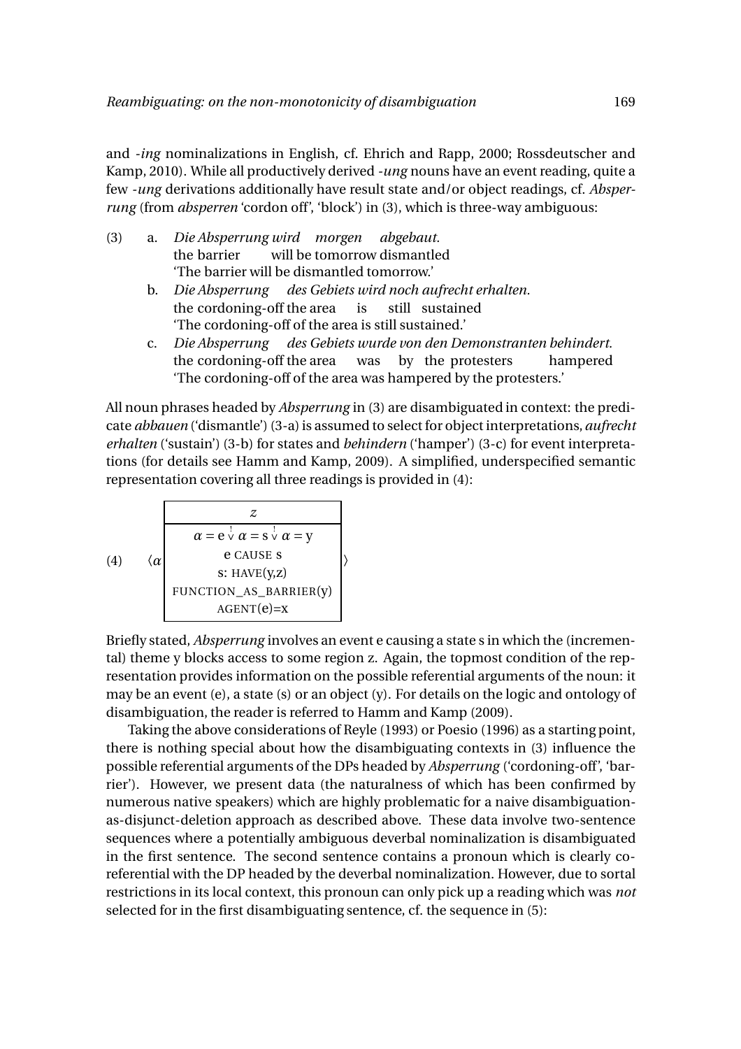and *-ing* nominalizations in English, cf. Ehrich and Rapp, 2000; Rossdeutscher and Kamp, 2010). While all productively derived *-ung* nouns have an event reading, quite a few *-ung* derivations additionally have result state and/or object readings, cf. *Absperrung* (from *absperren* 'cordon off', 'block') in (3), which is three-way ambiguous:

(3) a. *Die Absperrung wird morgen abgebaut.*
the barrier will be tomorrow dismantled
'The barrier will be dismantled tomorrow.'

b. *Die Absperrung des Gebiets wird noch aufrecht erhalten.*
the cordoning-off the area is still sustained
'The cordoning-off of the area is still sustained.'

c. *Die Absperrung des Gebiets wurde von den Demonstranten behindert.*
the cordoning-off the area was by the protesters hampered
'The cordoning-off of the area was hampered by the protesters.'

All noun phrases headed by *Absperrung* in (3) are disambiguated in context: the predicate *abbauen* ('dismantle') (3-a) is assumed to select for object interpretations, *aufrecht erhalten* ('sustain') (3-b) for states and *behindern* ('hamper') (3-c) for event interpretations (for details see Hamm and Kamp, 2009). A simplified, underspecified semantic representation covering all three readings is provided in (4):

(4)
$$\left\langle \alpha \;\; \begin{array}{|c|} \hline z \\ \hline \alpha = \mathrm{e} \;\dot{\vee}\; \alpha = \mathrm{s} \;\dot{\vee}\; \alpha = \mathrm{y} \\ \mathrm{e} \;\textsc{cause}\; \mathrm{s} \\ \mathrm{s}\!: \textsc{have}(\mathrm{y},\mathrm{z}) \\ \textsc{function\_as\_barrier}(\mathrm{y}) \\ \textsc{agent}(\mathrm{e})=\mathrm{x} \\ \hline \end{array} \right\rangle$$

Briefly stated, *Absperrung* involves an event e causing a state s in which the (incremental) theme y blocks access to some region z. Again, the topmost condition of the representation provides information on the possible referential arguments of the noun: it may be an event (e), a state (s) or an object (y). For details on the logic and ontology of disambiguation, the reader is referred to Hamm and Kamp (2009).

Taking the above considerations of Reyle (1993) or Poesio (1996) as a starting point, there is nothing special about how the disambiguating contexts in (3) influence the possible referential arguments of the DPs headed by *Absperrung* ('cordoning-off', 'barrier'). However, we present data (the naturalness of which has been confirmed by numerous native speakers) which are highly problematic for a naive disambiguation-as-disjunct-deletion approach as described above. These data involve two-sentence sequences where a potentially ambiguous deverbal nominalization is disambiguated in the first sentence. The second sentence contains a pronoun which is clearly co-referential with the DP headed by the deverbal nominalization. However, due to sortal restrictions in its local context, this pronoun can only pick up a reading which was *not* selected for in the first disambiguating sentence, cf. the sequence in (5):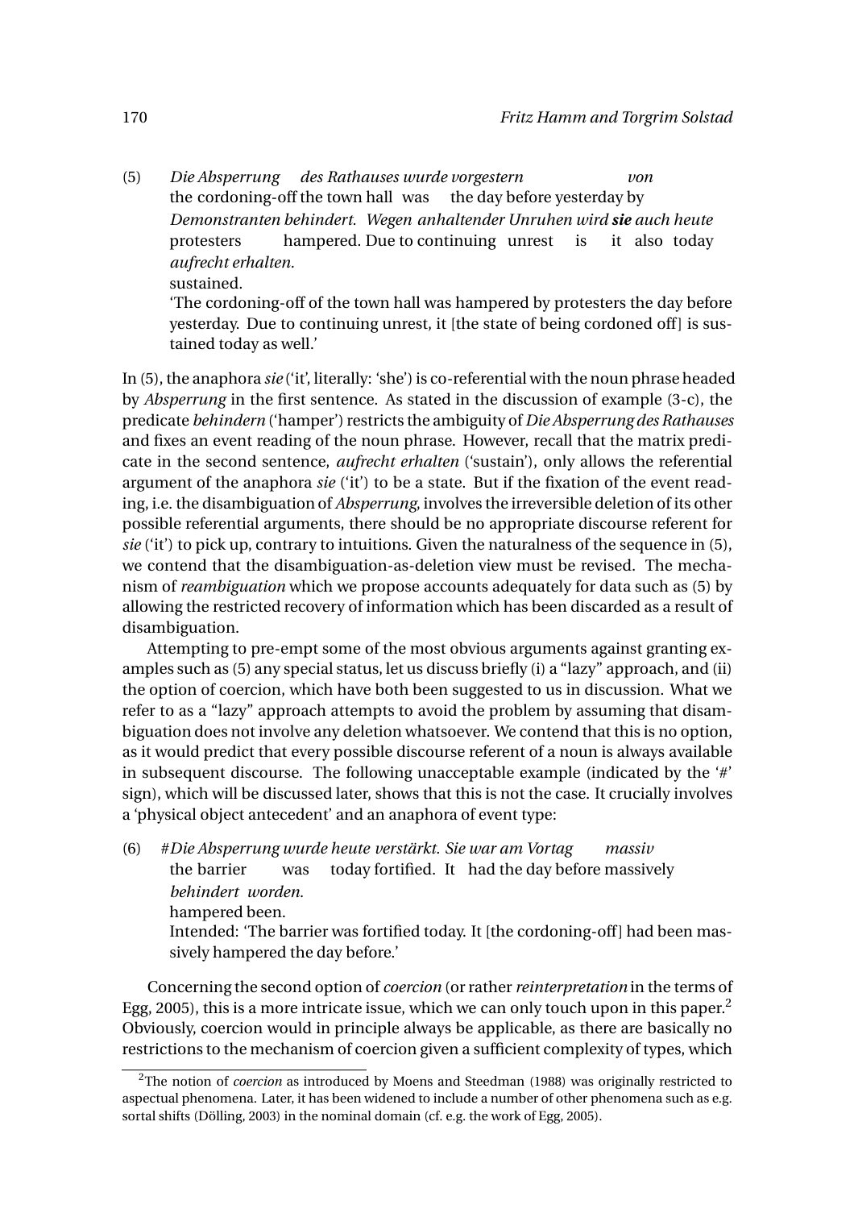(5) *Die Absperrung des Rathauses wurde vorgestern von Demonstranten behindert. Wegen anhaltender Unruhen wird* ***sie*** *auch heute aufrecht erhalten.*
the cordoning-off the town hall was the day before yesterday by protesters hampered. Due to continuing unrest is it also today sustained.
'The cordoning-off of the town hall was hampered by protesters the day before yesterday. Due to continuing unrest, it [the state of being cordoned off] is sustained today as well.'

In (5), the anaphora *sie* ('it', literally: 'she') is co-referential with the noun phrase headed by *Absperrung* in the first sentence. As stated in the discussion of example (3-c), the predicate *behindern* ('hamper') restricts the ambiguity of *Die Absperrung des Rathauses* and fixes an event reading of the noun phrase. However, recall that the matrix predicate in the second sentence, *aufrecht erhalten* ('sustain'), only allows the referential argument of the anaphora *sie* ('it') to be a state. But if the fixation of the event reading, i.e. the disambiguation of *Absperrung*, involves the irreversible deletion of its other possible referential arguments, there should be no appropriate discourse referent for *sie* ('it') to pick up, contrary to intuitions. Given the naturalness of the sequence in (5), we contend that the disambiguation-as-deletion view must be revised. The mechanism of *reambiguation* which we propose accounts adequately for data such as (5) by allowing the restricted recovery of information which has been discarded as a result of disambiguation.

Attempting to pre-empt some of the most obvious arguments against granting examples such as (5) any special status, let us discuss briefly (i) a "lazy" approach, and (ii) the option of coercion, which have both been suggested to us in discussion. What we refer to as a "lazy" approach attempts to avoid the problem by assuming that disambiguation does not involve any deletion whatsoever. We contend that this is no option, as it would predict that every possible discourse referent of a noun is always available in subsequent discourse. The following unacceptable example (indicated by the '#' sign), which will be discussed later, shows that this is not the case. It crucially involves a 'physical object antecedent' and an anaphora of event type:

(6) #*Die Absperrung wurde heute verstärkt. Sie war am Vortag massiv behindert worden.*
the barrier was today fortified. It had the day before massively hampered been.
Intended: 'The barrier was fortified today. It [the cordoning-off] had been massively hampered the day before.'

Concerning the second option of *coercion* (or rather *reinterpretation* in the terms of Egg, 2005), this is a more intricate issue, which we can only touch upon in this paper.[2] Obviously, coercion would in principle always be applicable, as there are basically no restrictions to the mechanism of coercion given a sufficient complexity of types, which

[2] The notion of *coercion* as introduced by Moens and Steedman (1988) was originally restricted to aspectual phenomena. Later, it has been widened to include a number of other phenomena such as e.g. sortal shifts (Dölling, 2003) in the nominal domain (cf. e.g. the work of Egg, 2005).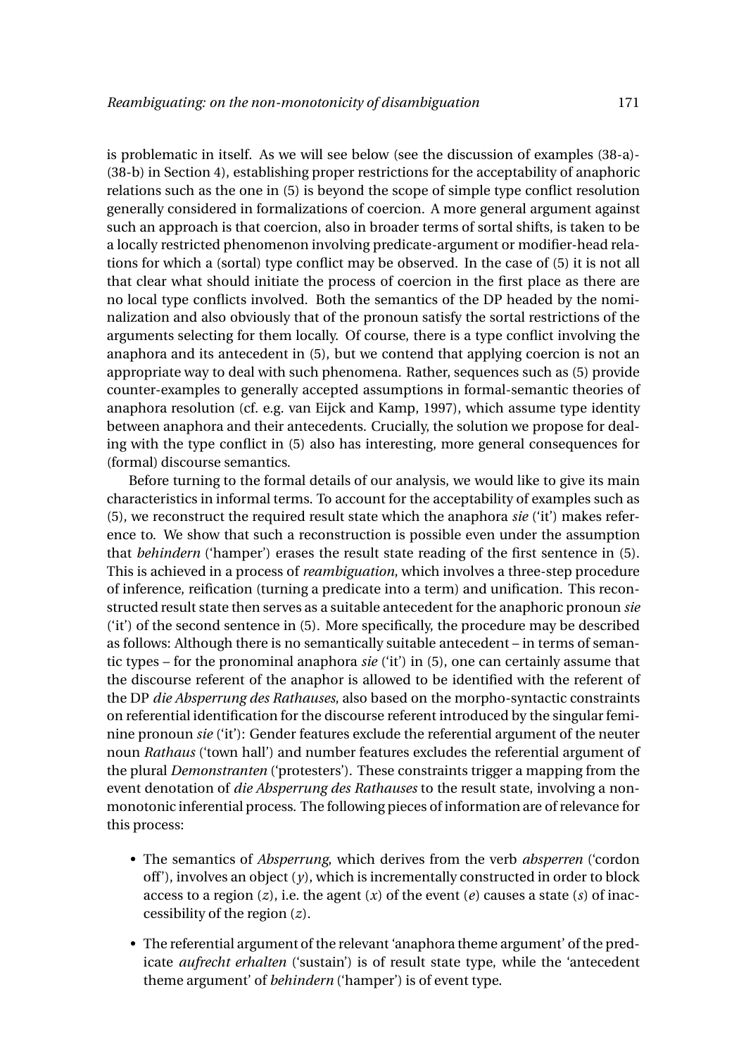is problematic in itself. As we will see below (see the discussion of examples (38-a)-(38-b) in Section 4), establishing proper restrictions for the acceptability of anaphoric relations such as the one in (5) is beyond the scope of simple type conflict resolution generally considered in formalizations of coercion. A more general argument against such an approach is that coercion, also in broader terms of sortal shifts, is taken to be a locally restricted phenomenon involving predicate-argument or modifier-head relations for which a (sortal) type conflict may be observed. In the case of (5) it is not all that clear what should initiate the process of coercion in the first place as there are no local type conflicts involved. Both the semantics of the DP headed by the nominalization and also obviously that of the pronoun satisfy the sortal restrictions of the arguments selecting for them locally. Of course, there is a type conflict involving the anaphora and its antecedent in (5), but we contend that applying coercion is not an appropriate way to deal with such phenomena. Rather, sequences such as (5) provide counter-examples to generally accepted assumptions in formal-semantic theories of anaphora resolution (cf. e.g. van Eijck and Kamp, 1997), which assume type identity between anaphora and their antecedents. Crucially, the solution we propose for dealing with the type conflict in (5) also has interesting, more general consequences for (formal) discourse semantics.

Before turning to the formal details of our analysis, we would like to give its main characteristics in informal terms. To account for the acceptability of examples such as (5), we reconstruct the required result state which the anaphora *sie* ('it') makes reference to. We show that such a reconstruction is possible even under the assumption that *behindern* ('hamper') erases the result state reading of the first sentence in (5). This is achieved in a process of *reambiguation*, which involves a three-step procedure of inference, reification (turning a predicate into a term) and unification. This reconstructed result state then serves as a suitable antecedent for the anaphoric pronoun *sie* ('it') of the second sentence in (5). More specifically, the procedure may be described as follows: Although there is no semantically suitable antecedent – in terms of semantic types – for the pronominal anaphora *sie* ('it') in (5), one can certainly assume that the discourse referent of the anaphor is allowed to be identified with the referent of the DP *die Absperrung des Rathauses*, also based on the morpho-syntactic constraints on referential identification for the discourse referent introduced by the singular feminine pronoun *sie* ('it'): Gender features exclude the referential argument of the neuter noun *Rathaus* ('town hall') and number features excludes the referential argument of the plural *Demonstranten* ('protesters'). These constraints trigger a mapping from the event denotation of *die Absperrung des Rathauses* to the result state, involving a non-monotonic inferential process. The following pieces of information are of relevance for this process:

- The semantics of *Absperrung*, which derives from the verb *absperren* ('cordon off'), involves an object ($y$), which is incrementally constructed in order to block access to a region ($z$), i.e. the agent ($x$) of the event ($e$) causes a state ($s$) of inaccessibility of the region ($z$).
- The referential argument of the relevant 'anaphora theme argument' of the predicate *aufrecht erhalten* ('sustain') is of result state type, while the 'antecedent theme argument' of *behindern* ('hamper') is of event type.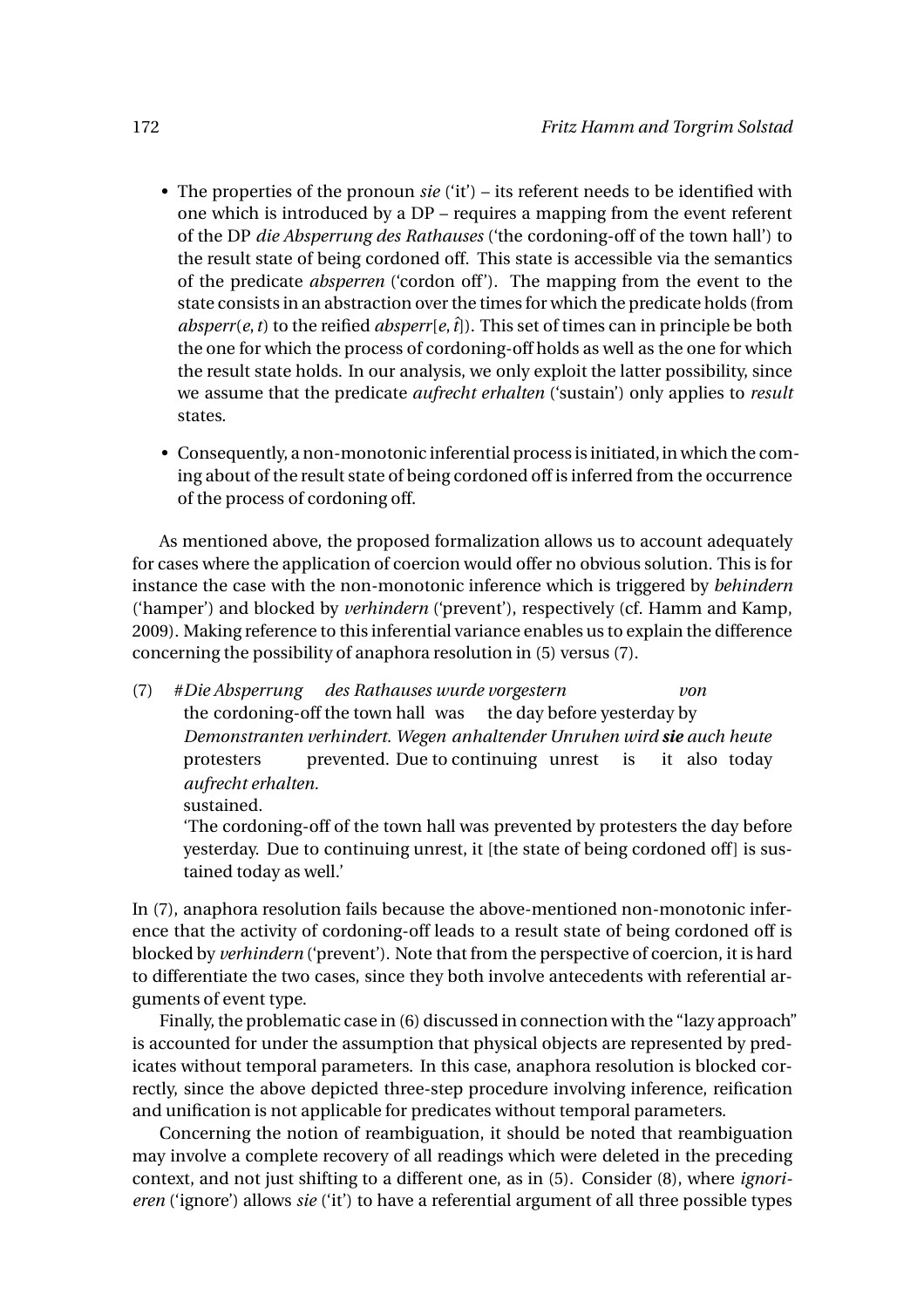- The properties of the pronoun *sie* ('it') – its referent needs to be identified with one which is introduced by a DP – requires a mapping from the event referent of the DP *die Absperrung des Rathauses* ('the cordoning-off of the town hall') to the result state of being cordoned off. This state is accessible via the semantics of the predicate *absperren* ('cordon off'). The mapping from the event to the state consists in an abstraction over the times for which the predicate holds (from $absperr(e,t)$ to the reified $absperr[e,\hat{t}]$). This set of times can in principle be both the one for which the process of cordoning-off holds as well as the one for which the result state holds. In our analysis, we only exploit the latter possibility, since we assume that the predicate *aufrecht erhalten* ('sustain') only applies to *result* states.

- Consequently, a non-monotonic inferential process is initiated, in which the coming about of the result state of being cordoned off is inferred from the occurrence of the process of cordoning off.

As mentioned above, the proposed formalization allows us to account adequately for cases where the application of coercion would offer no obvious solution. This is for instance the case with the non-monotonic inference which is triggered by *behindern* ('hamper') and blocked by *verhindern* ('prevent'), respectively (cf. Hamm and Kamp, 2009). Making reference to this inferential variance enables us to explain the difference concerning the possibility of anaphora resolution in (5) versus (7).

(7) #*Die Absperrung des Rathauses wurde vorgestern von Demonstranten verhindert. Wegen anhaltender Unruhen wird **sie** auch heute aufrecht erhalten.*
the cordoning-off the town hall was the day before yesterday by protesters prevented. Due to continuing unrest is it also today sustained.
'The cordoning-off of the town hall was prevented by protesters the day before yesterday. Due to continuing unrest, it [the state of being cordoned off] is sustained today as well.'

In (7), anaphora resolution fails because the above-mentioned non-monotonic inference that the activity of cordoning-off leads to a result state of being cordoned off is blocked by *verhindern* ('prevent'). Note that from the perspective of coercion, it is hard to differentiate the two cases, since they both involve antecedents with referential arguments of event type.

Finally, the problematic case in (6) discussed in connection with the "lazy approach" is accounted for under the assumption that physical objects are represented by predicates without temporal parameters. In this case, anaphora resolution is blocked correctly, since the above depicted three-step procedure involving inference, reification and unification is not applicable for predicates without temporal parameters.

Concerning the notion of reambiguation, it should be noted that reambiguation may involve a complete recovery of all readings which were deleted in the preceding context, and not just shifting to a different one, as in (5). Consider (8), where *ignorieren* ('ignore') allows *sie* ('it') to have a referential argument of all three possible types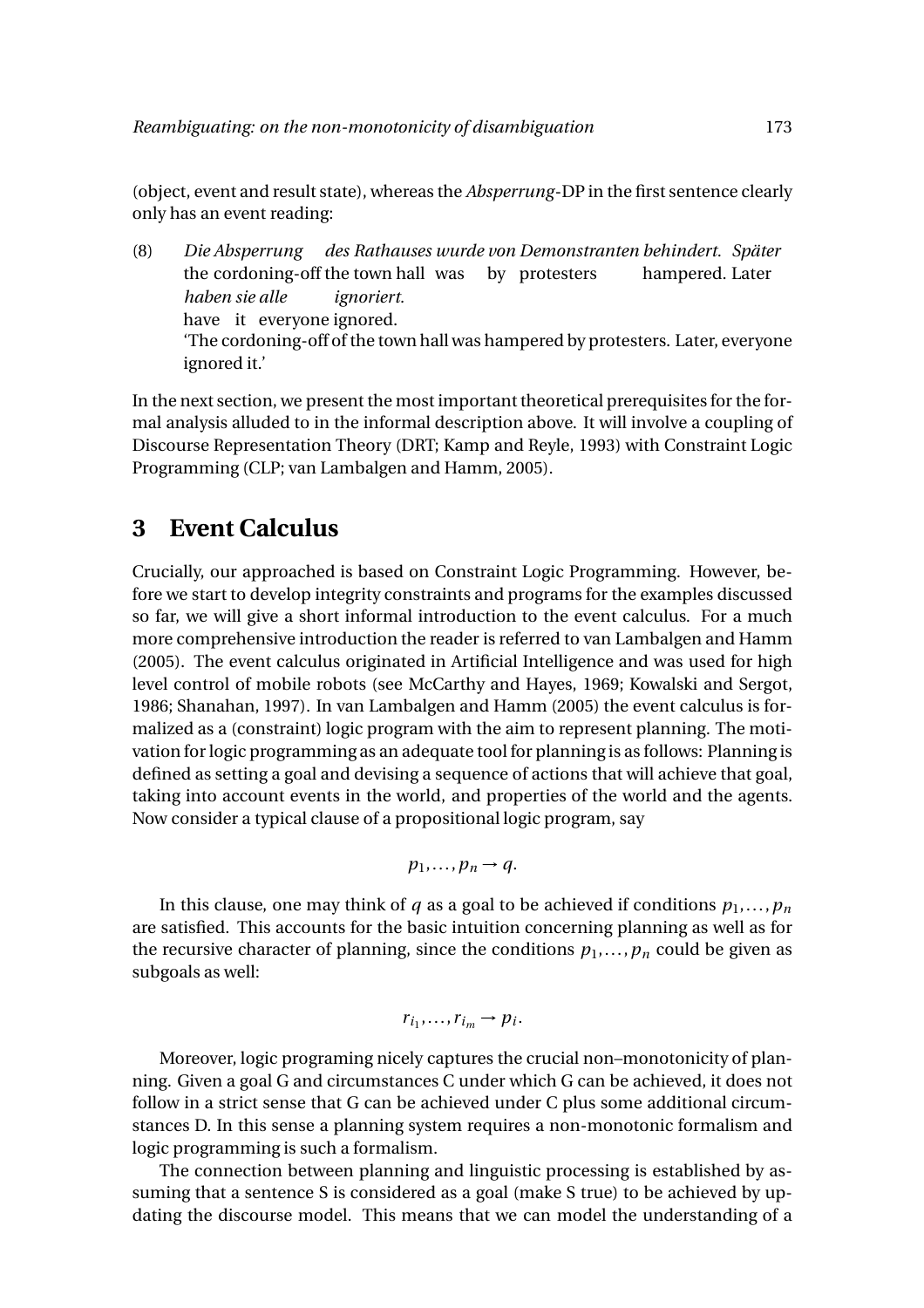(object, event and result state), whereas the *Absperrung*-DP in the first sentence clearly only has an event reading:

(8) *Die Absperrung des Rathauses wurde von Demonstranten behindert. Später*
the cordoning-off the town hall was by protesters hampered. Later
*haben sie alle ignoriert.*
have it everyone ignored.
'The cordoning-off of the town hall was hampered by protesters. Later, everyone ignored it.'

In the next section, we present the most important theoretical prerequisites for the formal analysis alluded to in the informal description above. It will involve a coupling of Discourse Representation Theory (DRT; Kamp and Reyle, 1993) with Constraint Logic Programming (CLP; van Lambalgen and Hamm, 2005).

## 3 Event Calculus

Crucially, our approached is based on Constraint Logic Programming. However, before we start to develop integrity constraints and programs for the examples discussed so far, we will give a short informal introduction to the event calculus. For a much more comprehensive introduction the reader is referred to van Lambalgen and Hamm (2005). The event calculus originated in Artificial Intelligence and was used for high level control of mobile robots (see McCarthy and Hayes, 1969; Kowalski and Sergot, 1986; Shanahan, 1997). In van Lambalgen and Hamm (2005) the event calculus is formalized as a (constraint) logic program with the aim to represent planning. The motivation for logic programming as an adequate tool for planning is as follows: Planning is defined as setting a goal and devising a sequence of actions that will achieve that goal, taking into account events in the world, and properties of the world and the agents. Now consider a typical clause of a propositional logic program, say

$$p_1, \ldots, p_n \rightarrow q.$$

In this clause, one may think of $q$ as a goal to be achieved if conditions $p_1, \ldots, p_n$ are satisfied. This accounts for the basic intuition concerning planning as well as for the recursive character of planning, since the conditions $p_1, \ldots, p_n$ could be given as subgoals as well:

$$r_{i_1}, \ldots, r_{i_m} \rightarrow p_i.$$

Moreover, logic programing nicely captures the crucial non–monotonicity of planning. Given a goal G and circumstances C under which G can be achieved, it does not follow in a strict sense that G can be achieved under C plus some additional circumstances D. In this sense a planning system requires a non-monotonic formalism and logic programming is such a formalism.

The connection between planning and linguistic processing is established by assuming that a sentence S is considered as a goal (make S true) to be achieved by updating the discourse model. This means that we can model the understanding of a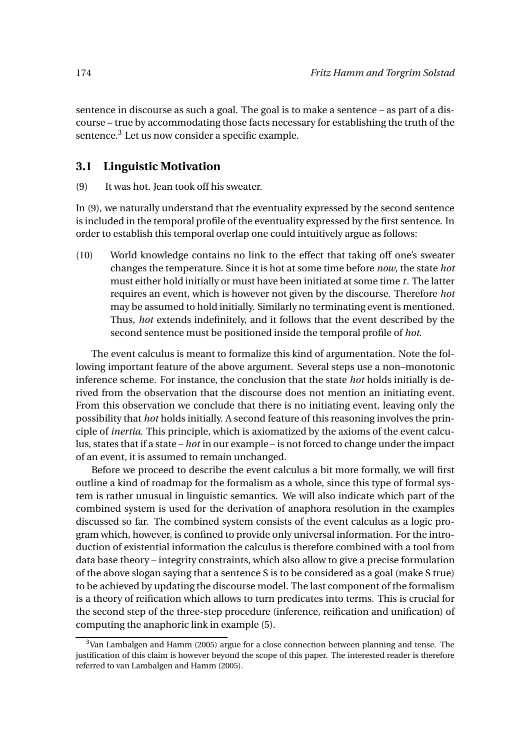sentence in discourse as such a goal. The goal is to make a sentence – as part of a discourse – true by accommodating those facts necessary for establishing the truth of the sentence.[3] Let us now consider a specific example.

## 3.1 Linguistic Motivation

(9) It was hot. Jean took off his sweater.

In (9), we naturally understand that the eventuality expressed by the second sentence is included in the temporal profile of the eventuality expressed by the first sentence. In order to establish this temporal overlap one could intuitively argue as follows:

(10) World knowledge contains no link to the effect that taking off one's sweater changes the temperature. Since it is hot at some time before *now*, the state *hot* must either hold initially or must have been initiated at some time $t$. The latter requires an event, which is however not given by the discourse. Therefore *hot* may be assumed to hold initially. Similarly no terminating event is mentioned. Thus, *hot* extends indefinitely, and it follows that the event described by the second sentence must be positioned inside the temporal profile of *hot*.

The event calculus is meant to formalize this kind of argumentation. Note the following important feature of the above argument. Several steps use a non–monotonic inference scheme. For instance, the conclusion that the state *hot* holds initially is derived from the observation that the discourse does not mention an initiating event. From this observation we conclude that there is no initiating event, leaving only the possibility that *hot* holds initially. A second feature of this reasoning involves the principle of *inertia*. This principle, which is axiomatized by the axioms of the event calculus, states that if a state – *hot* in our example – is not forced to change under the impact of an event, it is assumed to remain unchanged.

Before we proceed to describe the event calculus a bit more formally, we will first outline a kind of roadmap for the formalism as a whole, since this type of formal system is rather unusual in linguistic semantics. We will also indicate which part of the combined system is used for the derivation of anaphora resolution in the examples discussed so far. The combined system consists of the event calculus as a logic program which, however, is confined to provide only universal information. For the introduction of existential information the calculus is therefore combined with a tool from data base theory – integrity constraints, which also allow to give a precise formulation of the above slogan saying that a sentence S is to be considered as a goal (make S true) to be achieved by updating the discourse model. The last component of the formalism is a theory of reification which allows to turn predicates into terms. This is crucial for the second step of the three-step procedure (inference, reification and unification) of computing the anaphoric link in example (5).

[3] Van Lambalgen and Hamm (2005) argue for a close connection between planning and tense. The justification of this claim is however beyond the scope of this paper. The interested reader is therefore referred to van Lambalgen and Hamm (2005).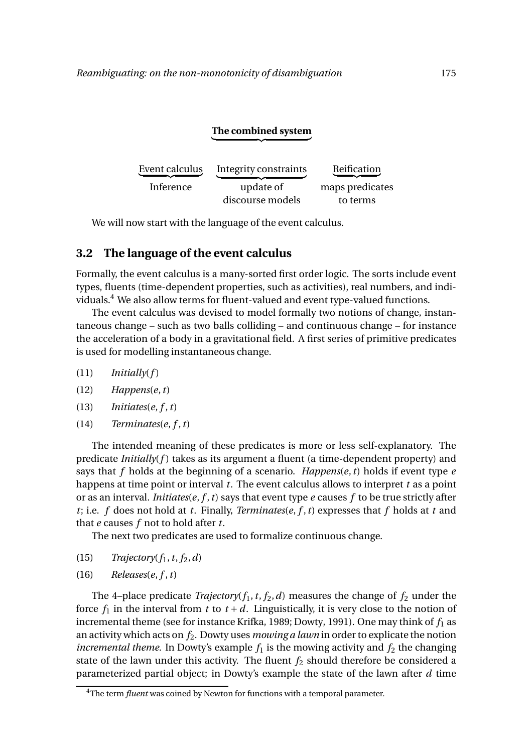**The combined system**

| Event calculus | Integrity constraints | Reification |
|---|---|---|
| Inference | update of discourse models | maps predicates to terms |

We will now start with the language of the event calculus.

## 3.2 The language of the event calculus

Formally, the event calculus is a many-sorted first order logic. The sorts include event types, fluents (time-dependent properties, such as activities), real numbers, and individuals.[4] We also allow terms for fluent-valued and event type-valued functions.

The event calculus was devised to model formally two notions of change, instantaneous change – such as two balls colliding – and continuous change – for instance the acceleration of a body in a gravitational field. A first series of primitive predicates is used for modelling instantaneous change.

(11) $\mathit{Initially}(f)$

(12) $\mathit{Happens}(e, t)$

(13) $\mathit{Initiates}(e, f, t)$

(14) $\mathit{Terminates}(e, f, t)$

The intended meaning of these predicates is more or less self-explanatory. The predicate $\mathit{Initially}(f)$ takes as its argument a fluent (a time-dependent property) and says that $f$ holds at the beginning of a scenario. $\mathit{Happens}(e, t)$ holds if event type $e$ happens at time point or interval $t$. The event calculus allows to interpret $t$ as a point or as an interval. $\mathit{Initiates}(e, f, t)$ says that event type $e$ causes $f$ to be true strictly after $t$; i.e. $f$ does not hold at $t$. Finally, $\mathit{Terminates}(e, f, t)$ expresses that $f$ holds at $t$ and that $e$ causes $f$ not to hold after $t$.

The next two predicates are used to formalize continuous change.

(15) $\mathit{Trajectory}(f_1, t, f_2, d)$

(16) $\mathit{Releases}(e, f, t)$

The 4–place predicate $\mathit{Trajectory}(f_1, t, f_2, d)$ measures the change of $f_2$ under the force $f_1$ in the interval from $t$ to $t + d$. Linguistically, it is very close to the notion of incremental theme (see for instance Krifka, 1989; Dowty, 1991). One may think of $f_1$ as an activity which acts on $f_2$. Dowty uses *mowing a lawn* in order to explicate the notion *incremental theme*. In Dowty's example $f_1$ is the mowing activity and $f_2$ the changing state of the lawn under this activity. The fluent $f_2$ should therefore be considered a parameterized partial object; in Dowty's example the state of the lawn after $d$ time

[4] The term *fluent* was coined by Newton for functions with a temporal parameter.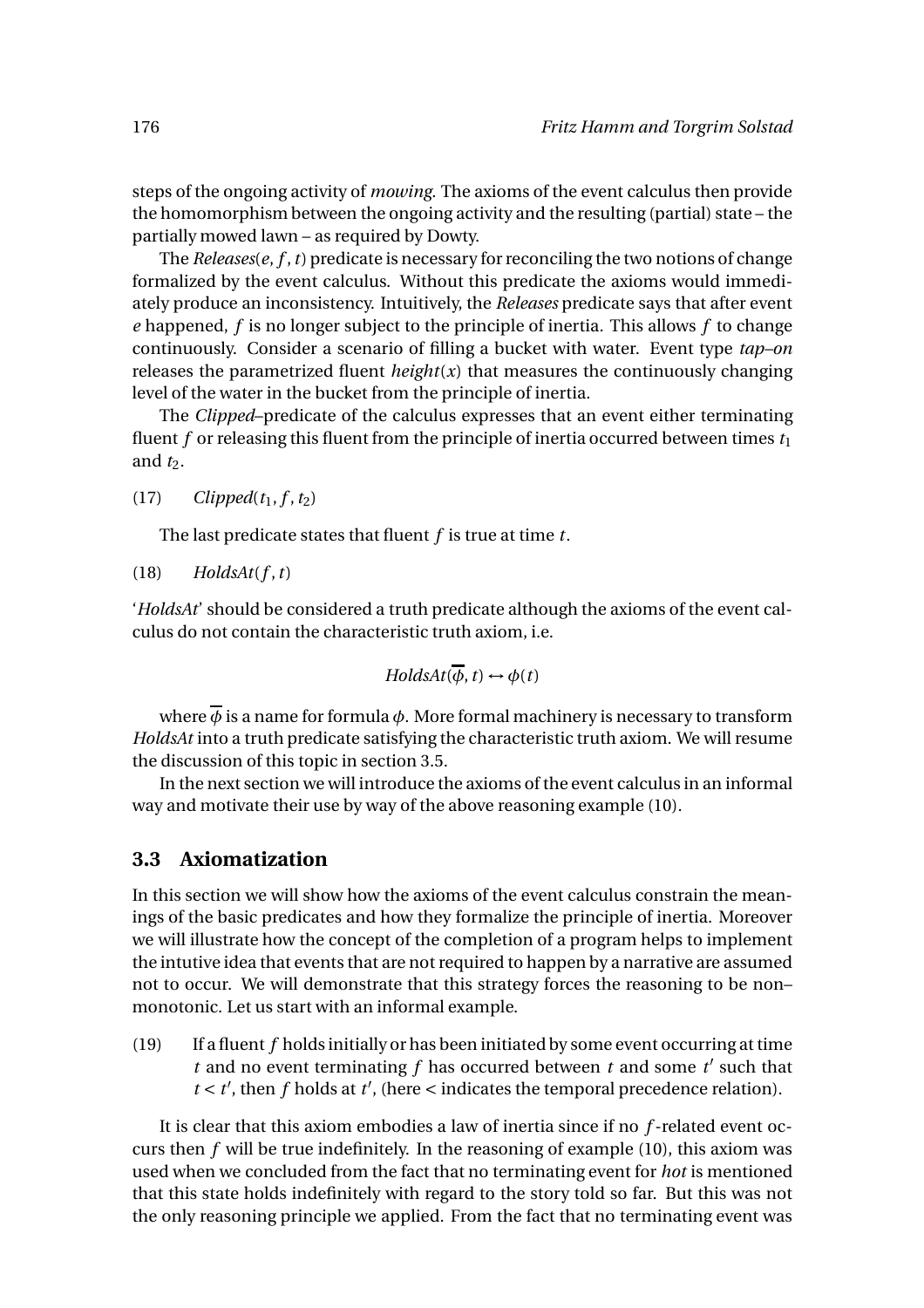steps of the ongoing activity of *mowing*. The axioms of the event calculus then provide the homomorphism between the ongoing activity and the resulting (partial) state – the partially mowed lawn – as required by Dowty.

The *Releases*$(e, f, t)$ predicate is necessary for reconciling the two notions of change formalized by the event calculus. Without this predicate the axioms would immediately produce an inconsistency. Intuitively, the *Releases* predicate says that after event $e$ happened, $f$ is no longer subject to the principle of inertia. This allows $f$ to change continuously. Consider a scenario of filling a bucket with water. Event type *tap–on* releases the parametrized fluent $height(x)$ that measures the continuously changing level of the water in the bucket from the principle of inertia.

The *Clipped*–predicate of the calculus expresses that an event either terminating fluent $f$ or releasing this fluent from the principle of inertia occurred between times $t_1$ and $t_2$.

(17) $Clipped(t_1, f, t_2)$

The last predicate states that fluent $f$ is true at time $t$.

(18) $HoldsAt(f, t)$

'*HoldsAt*' should be considered a truth predicate although the axioms of the event calculus do not contain the characteristic truth axiom, i.e.

$$HoldsAt(\overline{\phi}, t) \leftrightarrow \phi(t)$$

where $\overline{\phi}$ is a name for formula $\phi$. More formal machinery is necessary to transform *HoldsAt* into a truth predicate satisfying the characteristic truth axiom. We will resume the discussion of this topic in section 3.5.

In the next section we will introduce the axioms of the event calculus in an informal way and motivate their use by way of the above reasoning example (10).

## 3.3 Axiomatization

In this section we will show how the axioms of the event calculus constrain the meanings of the basic predicates and how they formalize the principle of inertia. Moreover we will illustrate how the concept of the completion of a program helps to implement the intutive idea that events that are not required to happen by a narrative are assumed not to occur. We will demonstrate that this strategy forces the reasoning to be non–monotonic. Let us start with an informal example.

(19) If a fluent $f$ holds initially or has been initiated by some event occurring at time $t$ and no event terminating $f$ has occurred between $t$ and some $t'$ such that $t < t'$, then $f$ holds at $t'$, (here $<$ indicates the temporal precedence relation).

It is clear that this axiom embodies a law of inertia since if no $f$-related event occurs then $f$ will be true indefinitely. In the reasoning of example (10), this axiom was used when we concluded from the fact that no terminating event for *hot* is mentioned that this state holds indefinitely with regard to the story told so far. But this was not the only reasoning principle we applied. From the fact that no terminating event was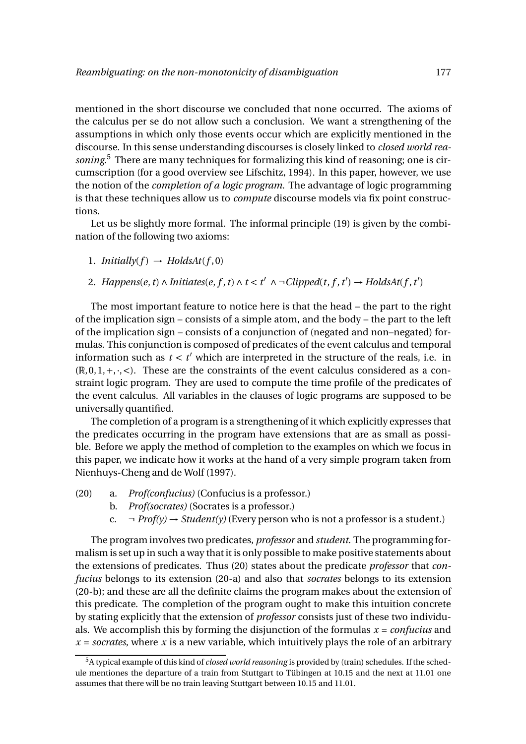mentioned in the short discourse we concluded that none occurred. The axioms of the calculus per se do not allow such a conclusion. We want a strengthening of the assumptions in which only those events occur which are explicitly mentioned in the discourse. In this sense understanding discourses is closely linked to *closed world reasoning*.[5] There are many techniques for formalizing this kind of reasoning; one is circumscription (for a good overview see Lifschitz, 1994). In this paper, however, we use the notion of the *completion of a logic program*. The advantage of logic programming is that these techniques allow us to *compute* discourse models via fix point constructions.

Let us be slightly more formal. The informal principle (19) is given by the combination of the following two axioms:

1. $\mathit{Initially}(f) \rightarrow \mathit{HoldsAt}(f, 0)$
2. $\mathit{Happens}(e,t) \wedge \mathit{Initiates}(e,f,t) \wedge t < t' \wedge \neg \mathit{Clipped}(t,f,t') \rightarrow \mathit{HoldsAt}(f,t')$

The most important feature to notice here is that the head – the part to the right of the implication sign – consists of a simple atom, and the body – the part to the left of the implication sign – consists of a conjunction of (negated and non–negated) formulas. This conjunction is composed of predicates of the event calculus and temporal information such as $t < t'$ which are interpreted in the structure of the reals, i.e. in $(\mathbb{R}, 0, 1, +, \cdot, <)$. These are the constraints of the event calculus considered as a constraint logic program. They are used to compute the time profile of the predicates of the event calculus. All variables in the clauses of logic programs are supposed to be universally quantified.

The completion of a program is a strengthening of it which explicitly expresses that the predicates occurring in the program have extensions that are as small as possible. Before we apply the method of completion to the examples on which we focus in this paper, we indicate how it works at the hand of a very simple program taken from Nienhuys-Cheng and de Wolf (1997).

(20) a. *Prof(confucius)* (Confucius is a professor.)
  b. *Prof(socrates)* (Socrates is a professor.)
  c. $\neg$ *Prof(y)* $\rightarrow$ *Student(y)* (Every person who is not a professor is a student.)

The program involves two predicates, *professor* and *student*. The programming formalism is set up in such a way that it is only possible to make positive statements about the extensions of predicates. Thus (20) states about the predicate *professor* that *confucius* belongs to its extension (20-a) and also that *socrates* belongs to its extension (20-b); and these are all the definite claims the program makes about the extension of this predicate. The completion of the program ought to make this intuition concrete by stating explicitly that the extension of *professor* consists just of these two individuals. We accomplish this by forming the disjunction of the formulas $x = \mathit{confucius}$ and $x = \mathit{socrates}$, where $x$ is a new variable, which intuitively plays the role of an arbitrary

[5] A typical example of this kind of *closed world reasoning* is provided by (train) schedules. If the schedule mentiones the departure of a train from Stuttgart to Tübingen at 10.15 and the next at 11.01 one assumes that there will be no train leaving Stuttgart between 10.15 and 11.01.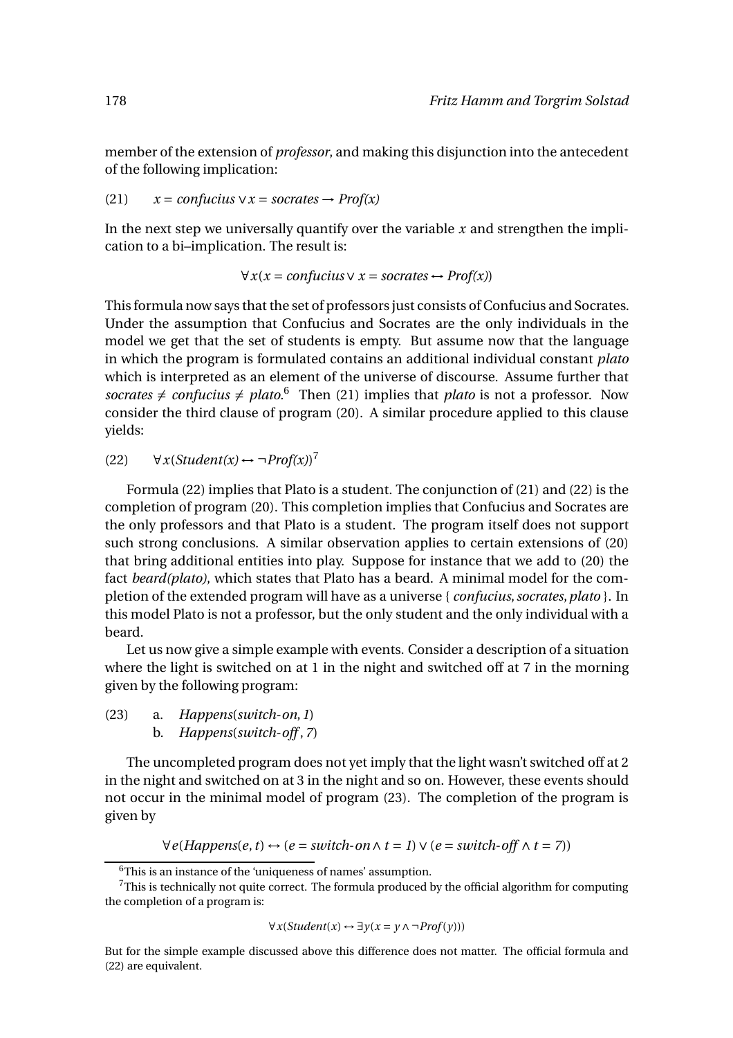member of the extension of *professor*, and making this disjunction into the antecedent of the following implication:

(21) $x = \textit{confucius} \vee x = \textit{socrates} \rightarrow \textit{Prof(x)}$

In the next step we universally quantify over the variable $x$ and strengthen the implication to a bi–implication. The result is:

$$\forall x(x = \textit{confucius} \vee x = \textit{socrates} \leftrightarrow \textit{Prof(x)})$$

This formula now says that the set of professors just consists of Confucius and Socrates. Under the assumption that Confucius and Socrates are the only individuals in the model we get that the set of students is empty. But assume now that the language in which the program is formulated contains an additional individual constant *plato* which is interpreted as an element of the universe of discourse. Assume further that $\textit{socrates} \neq \textit{confucius} \neq \textit{plato}$.[6] Then (21) implies that *plato* is not a professor. Now consider the third clause of program (20). A similar procedure applied to this clause yields:

(22) $\forall x(\textit{Student(x)} \leftrightarrow \neg \textit{Prof(x)})$[7]

Formula (22) implies that Plato is a student. The conjunction of (21) and (22) is the completion of program (20). This completion implies that Confucius and Socrates are the only professors and that Plato is a student. The program itself does not support such strong conclusions. A similar observation applies to certain extensions of (20) that bring additional entities into play. Suppose for instance that we add to (20) the fact *beard(plato)*, which states that Plato has a beard. A minimal model for the completion of the extended program will have as a universe $\{\textit{confucius}, \textit{socrates}, \textit{plato}\}$. In this model Plato is not a professor, but the only student and the only individual with a beard.

Let us now give a simple example with events. Consider a description of a situation where the light is switched on at 1 in the night and switched off at 7 in the morning given by the following program:

(23) a. $\textit{Happens}(\textit{switch-on}, \textit{1})$
b. $\textit{Happens}(\textit{switch-off}, \textit{7})$

The uncompleted program does not yet imply that the light wasn't switched off at 2 in the night and switched on at 3 in the night and so on. However, these events should not occur in the minimal model of program (23). The completion of the program is given by

$$\forall e(\textit{Happens}(e, t) \leftrightarrow (e = \textit{switch-on} \wedge t = \textit{1}) \vee (e = \textit{switch-off} \wedge t = \textit{7}))$$

---

[6] This is an instance of the 'uniqueness of names' assumption.

[7] This is technically not quite correct. The formula produced by the official algorithm for computing the completion of a program is:

$$\forall x(\textit{Student}(x) \leftrightarrow \exists y(x = y \wedge \neg \textit{Prof}(y)))$$

But for the simple example discussed above this difference does not matter. The official formula and (22) are equivalent.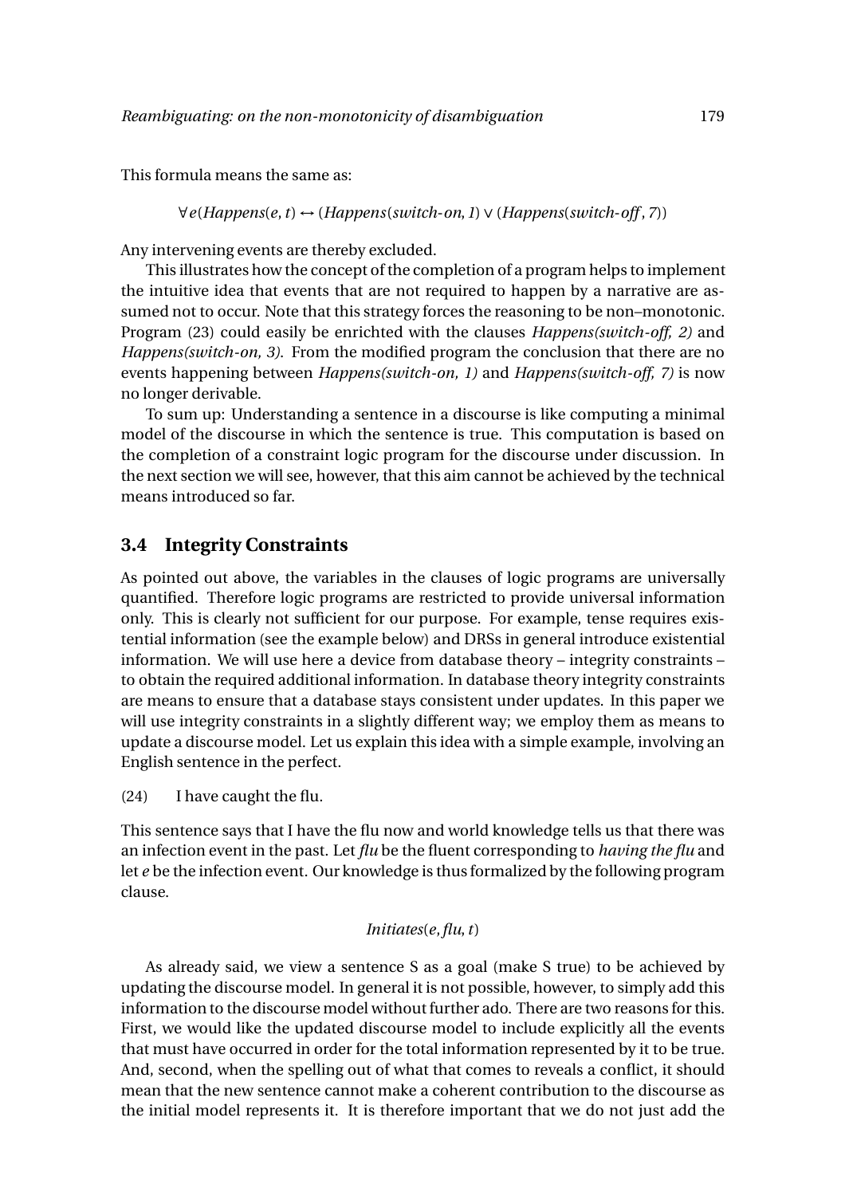This formula means the same as:

$$\forall e(Happens(e,t) \leftrightarrow (Happens(switch\text{-}on,1) \vee (Happens(switch\text{-}off,7))$$

Any intervening events are thereby excluded.

This illustrates how the concept of the completion of a program helps to implement the intuitive idea that events that are not required to happen by a narrative are assumed not to occur. Note that this strategy forces the reasoning to be non–monotonic. Program (23) could easily be enrichted with the clauses *Happens(switch-off, 2)* and *Happens(switch-on, 3)*. From the modified program the conclusion that there are no events happening between *Happens(switch-on, 1)* and *Happens(switch-off, 7)* is now no longer derivable.

To sum up: Understanding a sentence in a discourse is like computing a minimal model of the discourse in which the sentence is true. This computation is based on the completion of a constraint logic program for the discourse under discussion. In the next section we will see, however, that this aim cannot be achieved by the technical means introduced so far.

## 3.4 Integrity Constraints

As pointed out above, the variables in the clauses of logic programs are universally quantified. Therefore logic programs are restricted to provide universal information only. This is clearly not sufficient for our purpose. For example, tense requires existential information (see the example below) and DRSs in general introduce existential information. We will use here a device from database theory – integrity constraints – to obtain the required additional information. In database theory integrity constraints are means to ensure that a database stays consistent under updates. In this paper we will use integrity constraints in a slightly different way; we employ them as means to update a discourse model. Let us explain this idea with a simple example, involving an English sentence in the perfect.

(24) I have caught the flu.

This sentence says that I have the flu now and world knowledge tells us that there was an infection event in the past. Let *flu* be the fluent corresponding to *having the flu* and let *e* be the infection event. Our knowledge is thus formalized by the following program clause.

$$Initiates(e, flu, t)$$

As already said, we view a sentence S as a goal (make S true) to be achieved by updating the discourse model. In general it is not possible, however, to simply add this information to the discourse model without further ado. There are two reasons for this. First, we would like the updated discourse model to include explicitly all the events that must have occurred in order for the total information represented by it to be true. And, second, when the spelling out of what that comes to reveals a conflict, it should mean that the new sentence cannot make a coherent contribution to the discourse as the initial model represents it. It is therefore important that we do not just add the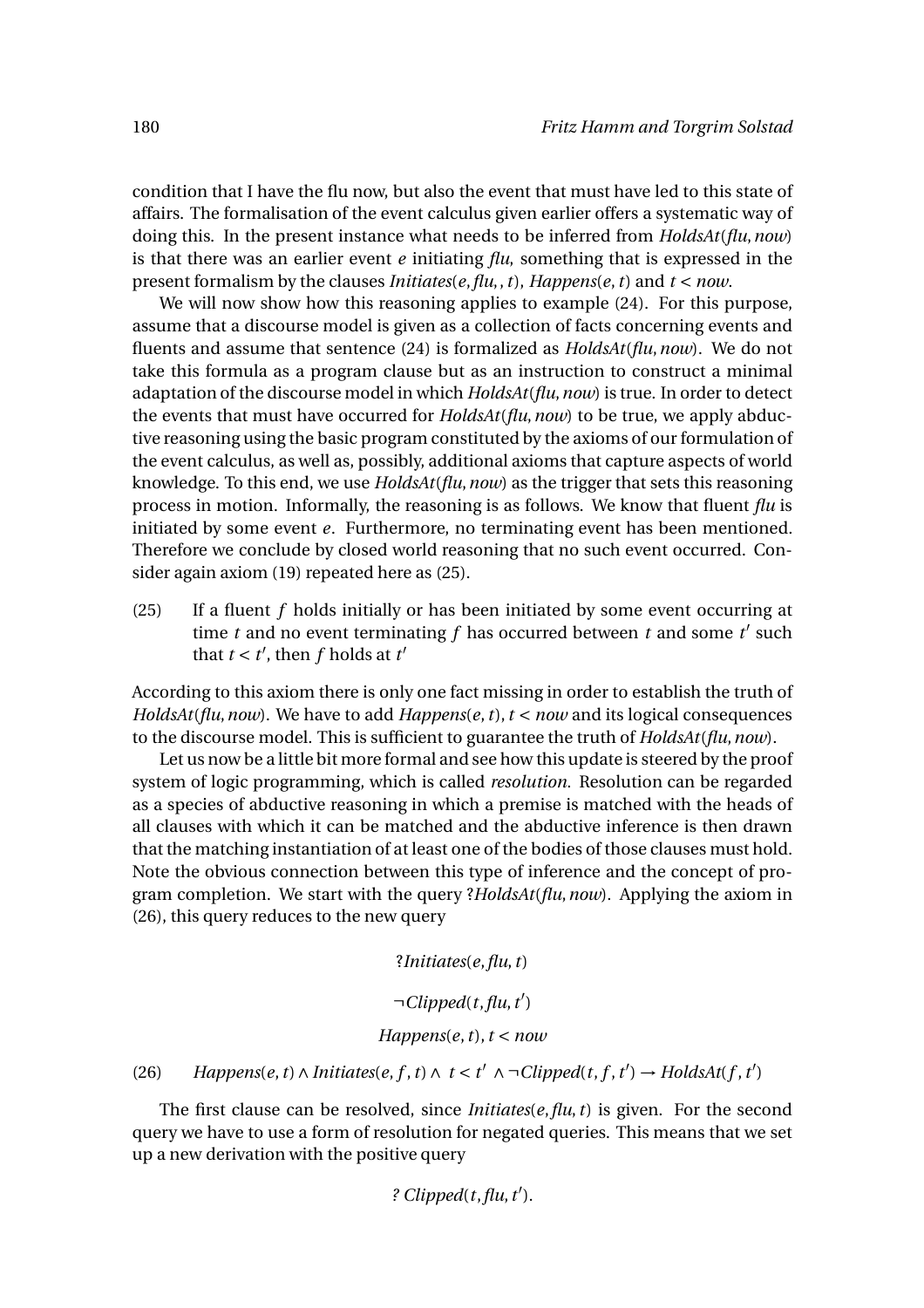condition that I have the flu now, but also the event that must have led to this state of affairs. The formalisation of the event calculus given earlier offers a systematic way of doing this. In the present instance what needs to be inferred from $HoldsAt(flu, now)$ is that there was an earlier event $e$ initiating *flu*, something that is expressed in the present formalism by the clauses $Initiates(e, flu, , t)$, $Happens(e, t)$ and $t < now$.

We will now show how this reasoning applies to example (24). For this purpose, assume that a discourse model is given as a collection of facts concerning events and fluents and assume that sentence (24) is formalized as $HoldsAt(flu, now)$. We do not take this formula as a program clause but as an instruction to construct a minimal adaptation of the discourse model in which $HoldsAt(flu, now)$ is true. In order to detect the events that must have occurred for $HoldsAt(flu, now)$ to be true, we apply abductive reasoning using the basic program constituted by the axioms of our formulation of the event calculus, as well as, possibly, additional axioms that capture aspects of world knowledge. To this end, we use $HoldsAt(flu, now)$ as the trigger that sets this reasoning process in motion. Informally, the reasoning is as follows. We know that fluent *flu* is initiated by some event $e$. Furthermore, no terminating event has been mentioned. Therefore we conclude by closed world reasoning that no such event occurred. Consider again axiom (19) repeated here as (25).

(25) If a fluent $f$ holds initially or has been initiated by some event occurring at time $t$ and no event terminating $f$ has occurred between $t$ and some $t'$ such that $t < t'$, then $f$ holds at $t'$

According to this axiom there is only one fact missing in order to establish the truth of $HoldsAt(flu, now)$. We have to add $Happens(e, t)$, $t < now$ and its logical consequences to the discourse model. This is sufficient to guarantee the truth of $HoldsAt(flu, now)$.

Let us now be a little bit more formal and see how this update is steered by the proof system of logic programming, which is called *resolution*. Resolution can be regarded as a species of abductive reasoning in which a premise is matched with the heads of all clauses with which it can be matched and the abductive inference is then drawn that the matching instantiation of at least one of the bodies of those clauses must hold. Note the obvious connection between this type of inference and the concept of program completion. We start with the query $?HoldsAt(flu, now)$. Applying the axiom in (26), this query reduces to the new query

$$?Initiates(e, flu, t)$$

$$\neg Clipped(t, flu, t')$$

$$Happens(e, t),\, t < now$$

(26) $Happens(e, t) \wedge Initiates(e, f, t) \wedge\ t < t'\ \wedge \neg Clipped(t, f, t') \rightarrow HoldsAt(f, t')$

The first clause can be resolved, since $Initiates(e, flu, t)$ is given. For the second query we have to use a form of resolution for negated queries. This means that we set up a new derivation with the positive query

$$?\ Clipped(t, flu, t').$$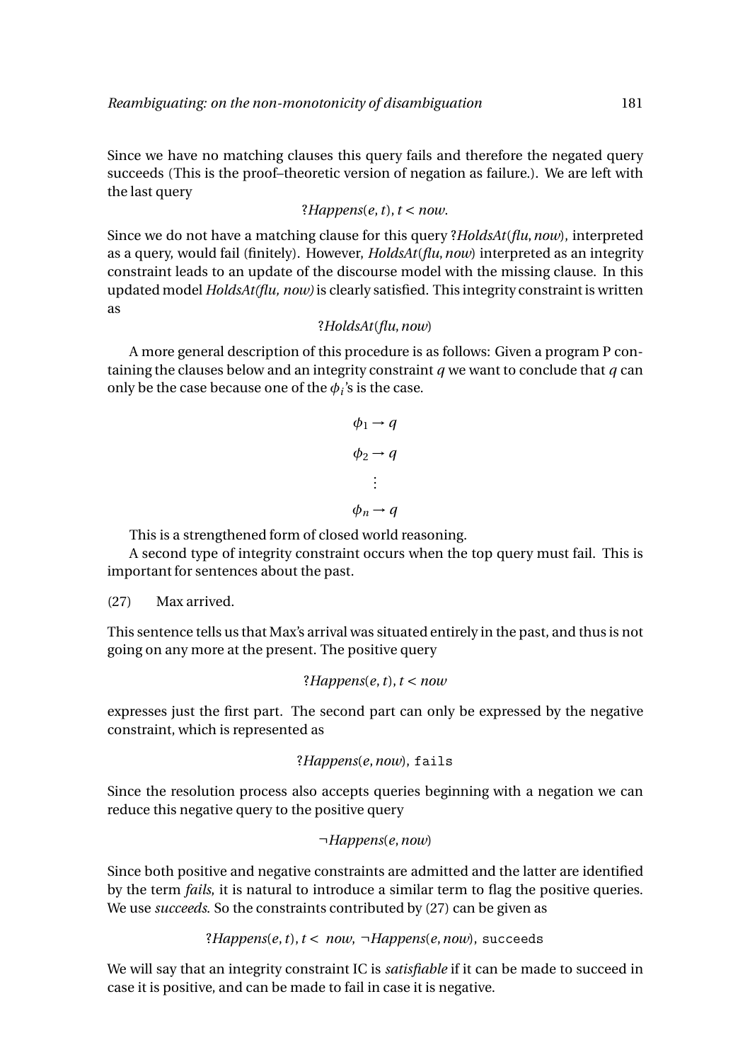Since we have no matching clauses this query fails and therefore the negated query succeeds (This is the proof–theoretic version of negation as failure.). We are left with the last query

$$?Happens(e,t), t < now.$$

Since we do not have a matching clause for this query $?HoldsAt(flu, now)$, interpreted as a query, would fail (finitely). However, $HoldsAt(flu, now)$ interpreted as an integrity constraint leads to an update of the discourse model with the missing clause. In this updated model *HoldsAt(flu, now)* is clearly satisfied. This integrity constraint is written as

$$?HoldsAt(flu, now)$$

A more general description of this procedure is as follows: Given a program P containing the clauses below and an integrity constraint $q$ we want to conclude that $q$ can only be the case because one of the $\phi_i$'s is the case.

$$\phi_1 \rightarrow q$$
$$\phi_2 \rightarrow q$$
$$\vdots$$
$$\phi_n \rightarrow q$$

This is a strengthened form of closed world reasoning.

A second type of integrity constraint occurs when the top query must fail. This is important for sentences about the past.

(27) Max arrived.

This sentence tells us that Max's arrival was situated entirely in the past, and thus is not going on any more at the present. The positive query

$$?Happens(e,t), t < now$$

expresses just the first part. The second part can only be expressed by the negative constraint, which is represented as

$$?Happens(e, now), \texttt{fails}$$

Since the resolution process also accepts queries beginning with a negation we can reduce this negative query to the positive query

$$\neg Happens(e, now)$$

Since both positive and negative constraints are admitted and the latter are identified by the term *fails*, it is natural to introduce a similar term to flag the positive queries. We use *succeeds*. So the constraints contributed by (27) can be given as

$$?Happens(e,t), t < now, \neg Happens(e, now), \texttt{succeeds}$$

We will say that an integrity constraint IC is *satisfiable* if it can be made to succeed in case it is positive, and can be made to fail in case it is negative.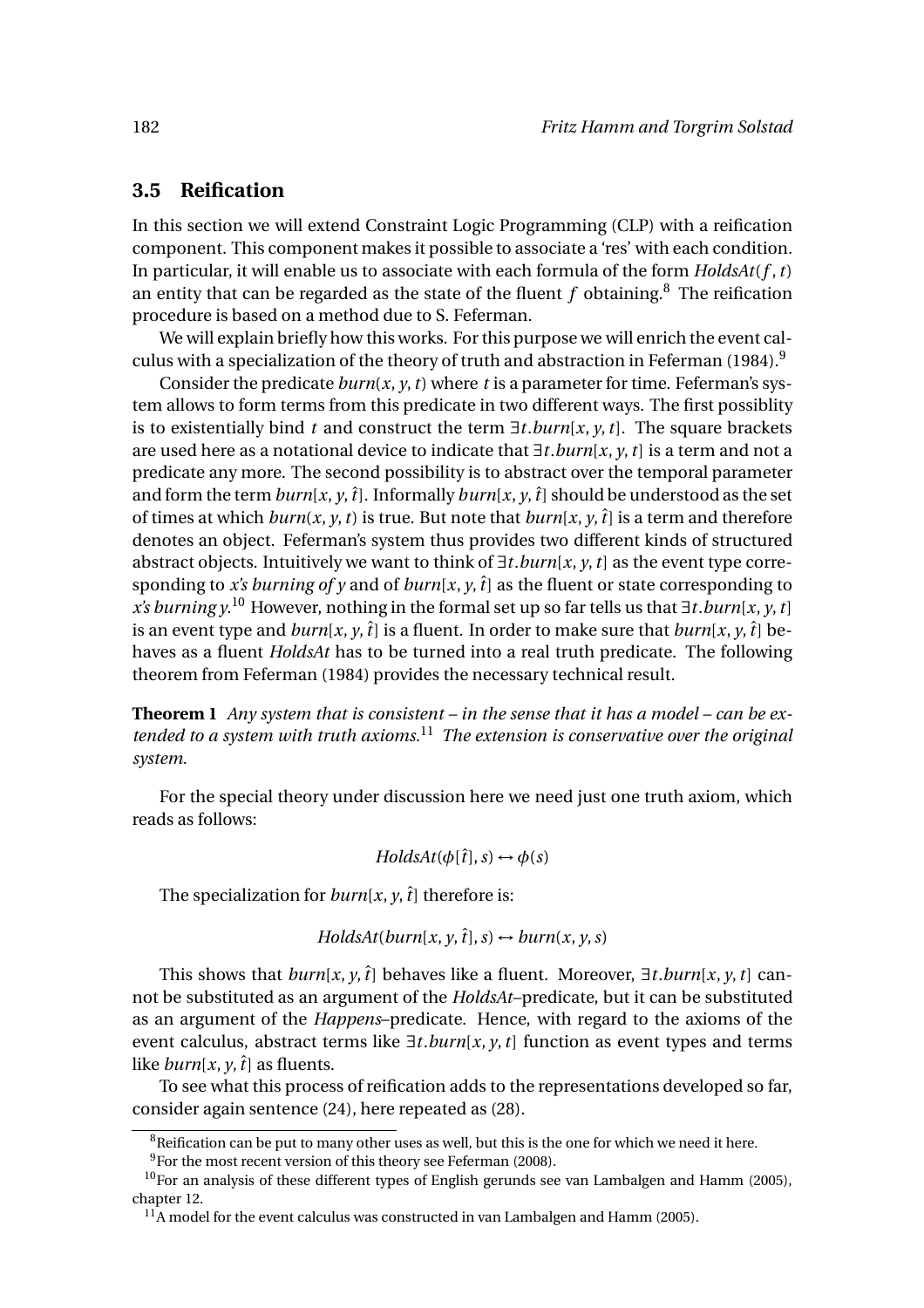### 3.5 Reification

In this section we will extend Constraint Logic Programming (CLP) with a reification component. This component makes it possible to associate a 'res' with each condition. In particular, it will enable us to associate with each formula of the form $HoldsAt(f, t)$ an entity that can be regarded as the state of the fluent $f$ obtaining.[8] The reification procedure is based on a method due to S. Feferman.

We will explain briefly how this works. For this purpose we will enrich the event calculus with a specialization of the theory of truth and abstraction in Feferman (1984).[9]

Consider the predicate $burn(x, y, t)$ where $t$ is a parameter for time. Feferman's system allows to form terms from this predicate in two different ways. The first possiblity is to existentially bind $t$ and construct the term $\exists t.burn[x, y, t]$. The square brackets are used here as a notational device to indicate that $\exists t.burn[x, y, t]$ is a term and not a predicate any more. The second possibility is to abstract over the temporal parameter and form the term $burn[x, y, \hat{t}]$. Informally $burn[x, y, \hat{t}]$ should be understood as the set of times at which $burn(x, y, t)$ is true. But note that $burn[x, y, \hat{t}]$ is a term and therefore denotes an object. Feferman's system thus provides two different kinds of structured abstract objects. Intuitively we want to think of $\exists t.burn[x, y, t]$ as the event type corresponding to *x's burning of y* and of $burn[x, y, \hat{t}]$ as the fluent or state corresponding to *x's burning y*.[10] However, nothing in the formal set up so far tells us that $\exists t.burn[x, y, t]$ is an event type and $burn[x, y, \hat{t}]$ is a fluent. In order to make sure that $burn[x, y, \hat{t}]$ behaves as a fluent *HoldsAt* has to be turned into a real truth predicate. The following theorem from Feferman (1984) provides the necessary technical result.

**Theorem 1** *Any system that is consistent – in the sense that it has a model – can be extended to a system with truth axioms.*[11] *The extension is conservative over the original system.*

For the special theory under discussion here we need just one truth axiom, which reads as follows:

$$HoldsAt(\phi[\hat{t}], s) \leftrightarrow \phi(s)$$

The specialization for $burn[x, y, \hat{t}]$ therefore is:

$$HoldsAt(burn[x, y, \hat{t}], s) \leftrightarrow burn(x, y, s)$$

This shows that $burn[x, y, \hat{t}]$ behaves like a fluent. Moreover, $\exists t.burn[x, y, t]$ cannot be substituted as an argument of the *HoldsAt*–predicate, but it can be substituted as an argument of the *Happens*–predicate. Hence, with regard to the axioms of the event calculus, abstract terms like $\exists t.burn[x, y, t]$ function as event types and terms like $burn[x, y, \hat{t}]$ as fluents.

To see what this process of reification adds to the representations developed so far, consider again sentence (24), here repeated as (28).

---

[8] Reification can be put to many other uses as well, but this is the one for which we need it here.

[9] For the most recent version of this theory see Feferman (2008).

[10] For an analysis of these different types of English gerunds see van Lambalgen and Hamm (2005), chapter 12.

[11] A model for the event calculus was constructed in van Lambalgen and Hamm (2005).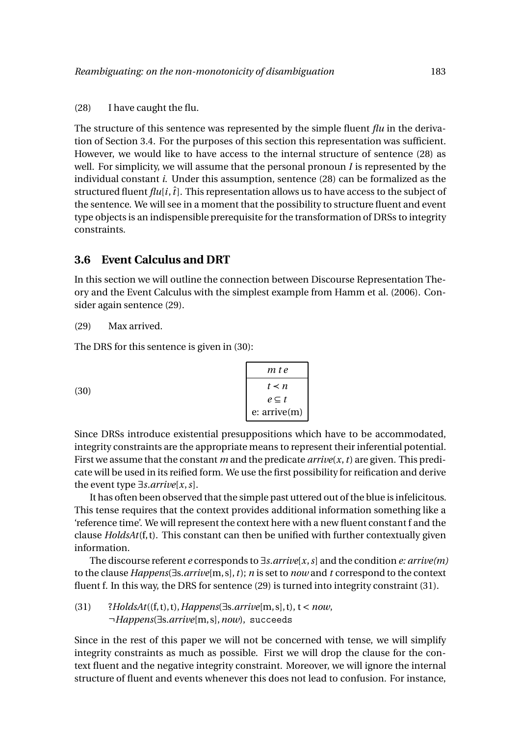(28) I have caught the flu.

The structure of this sentence was represented by the simple fluent *flu* in the derivation of Section 3.4. For the purposes of this section this representation was sufficient. However, we would like to have access to the internal structure of sentence (28) as well. For simplicity, we will assume that the personal pronoun *I* is represented by the individual constant *i*. Under this assumption, sentence (28) can be formalized as the structured fluent $flu[i, \hat{t}]$. This representation allows us to have access to the subject of the sentence. We will see in a moment that the possibility to structure fluent and event type objects is an indispensible prerequisite for the transformation of DRSs to integrity constraints.

## 3.6 Event Calculus and DRT

In this section we will outline the connection between Discourse Representation Theory and the Event Calculus with the simplest example from Hamm et al. (2006). Consider again sentence (29).

(29) Max arrived.

The DRS for this sentence is given in (30):

(30)

| $m\ t\ e$ |
|---|
| $t \prec n$<br>$e \subseteq t$<br>e: arrive(m) |

Since DRSs introduce existential presuppositions which have to be accommodated, integrity constraints are the appropriate means to represent their inferential potential. First we assume that the constant *m* and the predicate $arrive(x, t)$ are given. This predicate will be used in its reified form. We use the first possibility for reification and derive the event type $\exists s.arrive[x, s]$.

It has often been observed that the simple past uttered out of the blue is infelicitous. This tense requires that the context provides additional information something like a 'reference time'. We will represent the context here with a new fluent constant f and the clause *HoldsAt*(f, t). This constant can then be unified with further contextually given information.

The discourse referent *e* corresponds to $\exists s.arrive[x, s]$ and the condition *e: arrive(m)* to the clause $Happens(\exists s.arrive[m, s], t)$; *n* is set to *now* and *t* correspond to the context fluent f. In this way, the DRS for sentence (29) is turned into integrity constraint (31).

(31) $?HoldsAt((f, t), t), Happens(\exists s.arrive[m, s], t), t < now,$
$\neg Happens(\exists s.arrive[m, s], now)$, succeeds

Since in the rest of this paper we will not be concerned with tense, we will simplify integrity constraints as much as possible. First we will drop the clause for the context fluent and the negative integrity constraint. Moreover, we will ignore the internal structure of fluent and events whenever this does not lead to confusion. For instance,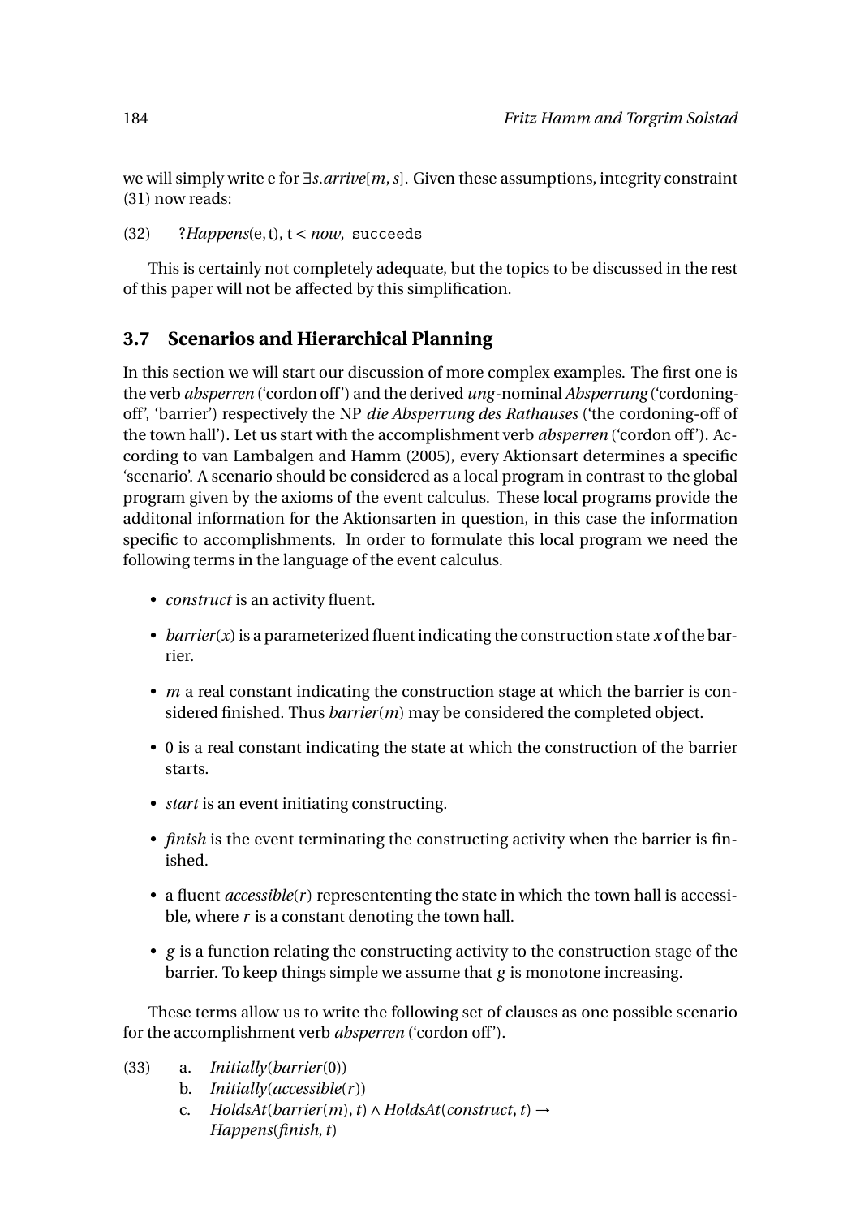we will simply write e for $\exists s.arrive[m, s]$. Given these assumptions, integrity constraint (31) now reads:

(32) $?Happens(\mathrm{e}, \mathrm{t}), \mathrm{t} < now,$ `succeeds`

This is certainly not completely adequate, but the topics to be discussed in the rest of this paper will not be affected by this simplification.

## 3.7 Scenarios and Hierarchical Planning

In this section we will start our discussion of more complex examples. The first one is the verb *absperren* ('cordon off') and the derived *ung*-nominal *Absperrung* ('cordoning-off', 'barrier') respectively the NP *die Absperrung des Rathauses* ('the cordoning-off of the town hall'). Let us start with the accomplishment verb *absperren* ('cordon off'). According to van Lambalgen and Hamm (2005), every Aktionsart determines a specific 'scenario'. A scenario should be considered as a local program in contrast to the global program given by the axioms of the event calculus. These local programs provide the additonal information for the Aktionsarten in question, in this case the information specific to accomplishments. In order to formulate this local program we need the following terms in the language of the event calculus.

- *construct* is an activity fluent.
- $barrier(x)$ is a parameterized fluent indicating the construction state $x$ of the barrier.
- $m$ a real constant indicating the construction stage at which the barrier is considered finished. Thus $barrier(m)$ may be considered the completed object.
- 0 is a real constant indicating the state at which the construction of the barrier starts.
- *start* is an event initiating constructing.
- *finish* is the event terminating the constructing activity when the barrier is finished.
- a fluent $accessible(r)$ represententing the state in which the town hall is accessible, where $r$ is a constant denoting the town hall.
- $g$ is a function relating the constructing activity to the construction stage of the barrier. To keep things simple we assume that $g$ is monotone increasing.

These terms allow us to write the following set of clauses as one possible scenario for the accomplishment verb *absperren* ('cordon off').

(33)
a. $Initially(barrier(0))$
b. $Initially(accessible(r))$
c. $HoldsAt(barrier(m), t) \wedge HoldsAt(construct, t) \rightarrow Happens(finish, t)$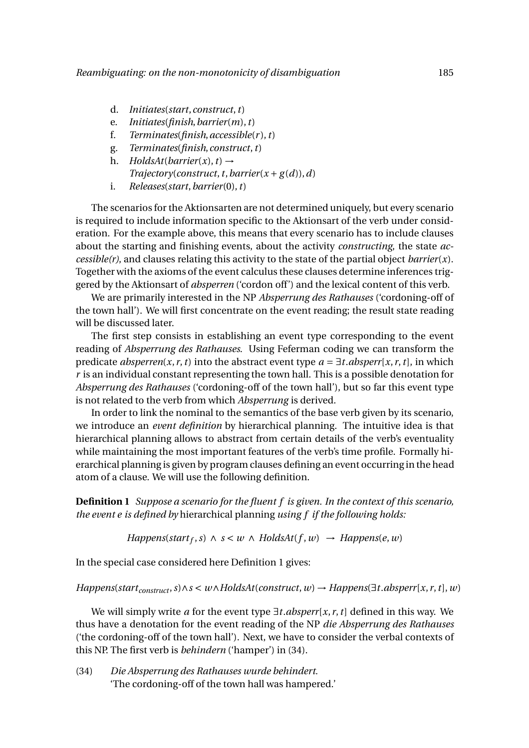d. $Initiates(start, construct, t)$
e. $Initiates(finish, barrier(m), t)$
f. $Terminates(finish, accessible(r), t)$
g. $Terminates(finish, construct, t)$
h. $HoldsAt(barrier(x), t) \rightarrow$
   $Trajectory(construct, t, barrier(x + g(d)), d)$
i. $Releases(start, barrier(0), t)$

The scenarios for the Aktionsarten are not determined uniquely, but every scenario is required to include information specific to the Aktionsart of the verb under consideration. For the example above, this means that every scenario has to include clauses about the starting and finishing events, about the activity *constructing*, the state *accessible(r)*, and clauses relating this activity to the state of the partial object $barrier(x)$. Together with the axioms of the event calculus these clauses determine inferences triggered by the Aktionsart of *absperren* ('cordon off') and the lexical content of this verb.

We are primarily interested in the NP *Absperrung des Rathauses* ('cordoning-off of the town hall'). We will first concentrate on the event reading; the result state reading will be discussed later.

The first step consists in establishing an event type corresponding to the event reading of *Absperrung des Rathauses*. Using Feferman coding we can transform the predicate $absperren(x, r, t)$ into the abstract event type $a = \exists t.absperr[x, r, t]$, in which $r$ is an individual constant representing the town hall. This is a possible denotation for *Absperrung des Rathauses* ('cordoning-off of the town hall'), but so far this event type is not related to the verb from which *Absperrung* is derived.

In order to link the nominal to the semantics of the base verb given by its scenario, we introduce an *event definition* by hierarchical planning. The intuitive idea is that hierarchical planning allows to abstract from certain details of the verb's eventuality while maintaining the most important features of the verb's time profile. Formally hierarchical planning is given by program clauses defining an event occurring in the head atom of a clause. We will use the following definition.

**Definition 1** *Suppose a scenario for the fluent $f$ is given. In the context of this scenario, the event $e$ is defined by* hierarchical planning *using $f$ if the following holds:*

$$Happens(start_f, s) \wedge s < w \wedge HoldsAt(f, w) \rightarrow Happens(e, w)$$

In the special case considered here Definition 1 gives:

$$Happens(start_{construct}, s) \wedge s < w \wedge HoldsAt(construct, w) \rightarrow Happens(\exists t.absperr[x, r, t], w)$$

We will simply write $a$ for the event type $\exists t.absperr[x, r, t]$ defined in this way. We thus have a denotation for the event reading of the NP *die Absperrung des Rathauses* ('the cordoning-off of the town hall'). Next, we have to consider the verbal contexts of this NP. The first verb is *behindern* ('hamper') in (34).

(34) *Die Absperrung des Rathauses wurde behindert.*
'The cordoning-off of the town hall was hampered.'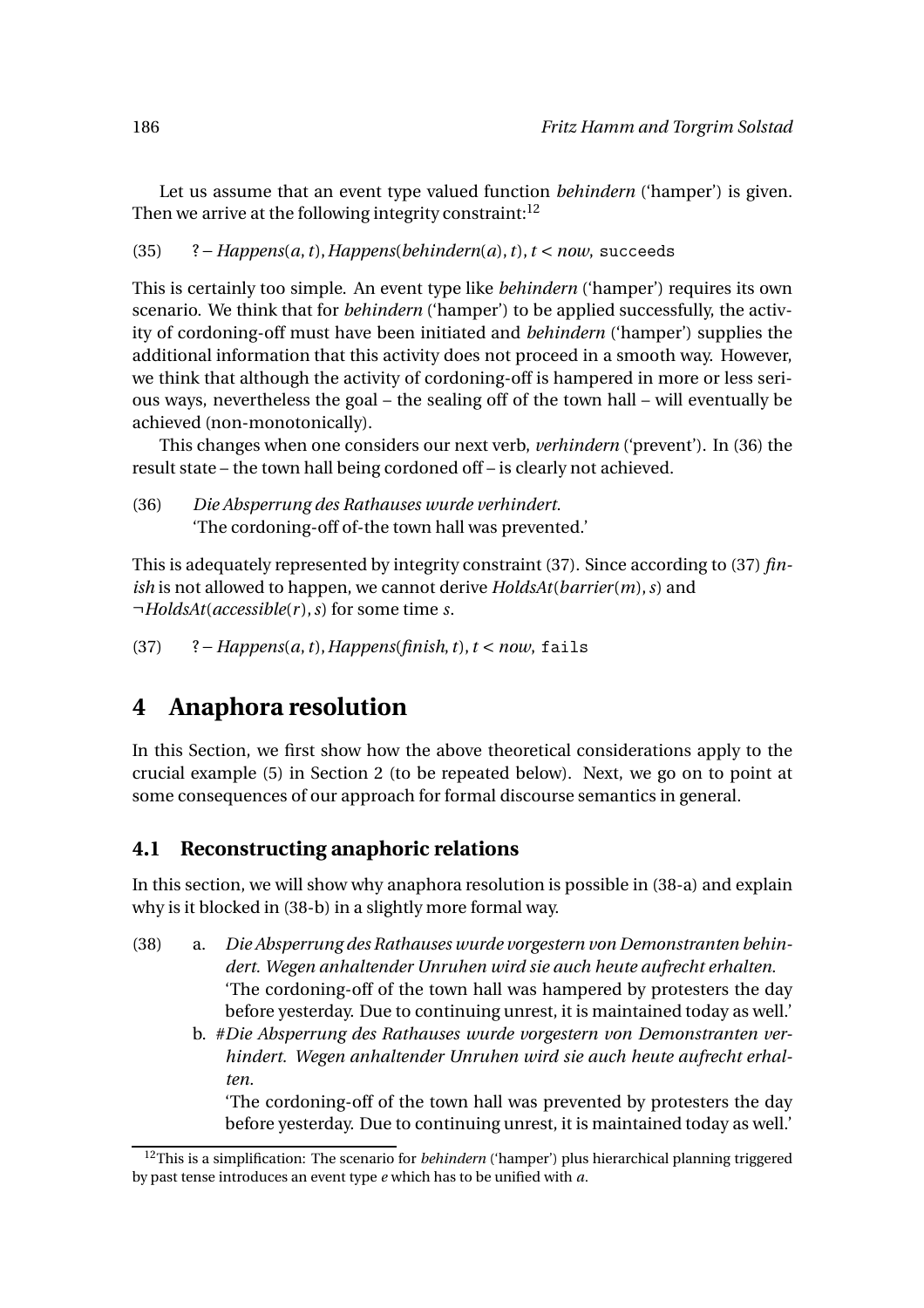Let us assume that an event type valued function *behindern* ('hamper') is given. Then we arrive at the following integrity constraint:[12]

(35) $?-Happens(a,t), Happens(behindern(a),t), t < now$, `succeeds`

This is certainly too simple. An event type like *behindern* ('hamper') requires its own scenario. We think that for *behindern* ('hamper') to be applied successfully, the activity of cordoning-off must have been initiated and *behindern* ('hamper') supplies the additional information that this activity does not proceed in a smooth way. However, we think that although the activity of cordoning-off is hampered in more or less serious ways, nevertheless the goal – the sealing off of the town hall – will eventually be achieved (non-monotonically).

This changes when one considers our next verb, *verhindern* ('prevent'). In (36) the result state – the town hall being cordoned off – is clearly not achieved.

(36) *Die Absperrung des Rathauses wurde verhindert.*
'The cordoning-off of-the town hall was prevented.'

This is adequately represented by integrity constraint (37). Since according to (37) *finish* is not allowed to happen, we cannot derive $HoldsAt(barrier(m), s)$ and $\neg HoldsAt(accessible(r), s)$ for some time $s$.

(37) $?-Happens(a,t), Happens(finish,t), t < now$, `fails`

# 4 Anaphora resolution

In this Section, we first show how the above theoretical considerations apply to the crucial example (5) in Section 2 (to be repeated below). Next, we go on to point at some consequences of our approach for formal discourse semantics in general.

## 4.1 Reconstructing anaphoric relations

In this section, we will show why anaphora resolution is possible in (38-a) and explain why is it blocked in (38-b) in a slightly more formal way.

(38) a. *Die Absperrung des Rathauses wurde vorgestern von Demonstranten behindert. Wegen anhaltender Unruhen wird sie auch heute aufrecht erhalten.*
'The cordoning-off of the town hall was hampered by protesters the day before yesterday. Due to continuing unrest, it is maintained today as well.'

b. #*Die Absperrung des Rathauses wurde vorgestern von Demonstranten verhindert. Wegen anhaltender Unruhen wird sie auch heute aufrecht erhalten.*
'The cordoning-off of the town hall was prevented by protesters the day before yesterday. Due to continuing unrest, it is maintained today as well.'

[12] This is a simplification: The scenario for *behindern* ('hamper') plus hierarchical planning triggered by past tense introduces an event type $e$ which has to be unified with $a$.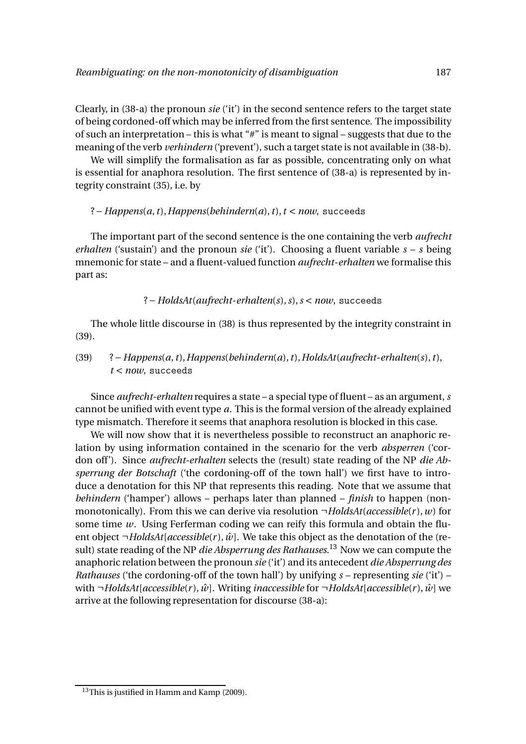Clearly, in (38-a) the pronoun *sie* ('it') in the second sentence refers to the target state of being cordoned-off which may be inferred from the first sentence. The impossibility of such an interpretation – this is what "#" is meant to signal – suggests that due to the meaning of the verb *verhindern* ('prevent'), such a target state is not available in (38-b).

We will simplify the formalisation as far as possible, concentrating only on what is essential for anaphora resolution. The first sentence of (38-a) is represented by integrity constraint (35), i.e. by

$$?- \mathit{Happens}(a,t), \mathit{Happens}(\mathit{behindern}(a),t), t < \mathit{now}, \texttt{ succeeds}$$

The important part of the second sentence is the one containing the verb *aufrecht erhalten* ('sustain') and the pronoun *sie* ('it'). Choosing a fluent variable $s$ – $s$ being mnemonic for state – and a fluent-valued function *aufrecht-erhalten* we formalise this part as:

$$?- \mathit{HoldsAt}(\mathit{aufrecht\text{-}erhalten}(s), s), s < \mathit{now}, \texttt{ succeeds}$$

The whole little discourse in (38) is thus represented by the integrity constraint in (39).

(39) $?- \mathit{Happens}(a,t), \mathit{Happens}(\mathit{behindern}(a),t), \mathit{HoldsAt}(\mathit{aufrecht\text{-}erhalten}(s),t),$
$t < \mathit{now}, \texttt{ succeeds}$

Since *aufrecht-erhalten* requires a state – a special type of fluent – as an argument, $s$ cannot be unified with event type $a$. This is the formal version of the already explained type mismatch. Therefore it seems that anaphora resolution is blocked in this case.

We will now show that it is nevertheless possible to reconstruct an anaphoric relation by using information contained in the scenario for the verb *absperren* ('cordon off'). Since *aufrecht-erhalten* selects the (result) state reading of the NP *die Absperrung der Botschaft* ('the cordoning-off of the town hall') we first have to introduce a denotation for this NP that represents this reading. Note that we assume that *behindern* ('hamper') allows – perhaps later than planned – *finish* to happen (non-monotonically). From this we can derive via resolution $\neg \mathit{HoldsAt}(\mathit{accessible}(r), w)$ for some time $w$. Using Ferferman coding we can reify this formula and obtain the fluent object $\neg \mathit{HoldsAt}[\mathit{accessible}(r), \hat{w}]$. We take this object as the denotation of the (result) state reading of the NP *die Absperrung des Rathauses*.[13] Now we can compute the anaphoric relation between the pronoun *sie* ('it') and its antecedent *die Absperrung des Rathauses* ('the cordoning-off of the town hall') by unifying $s$ – representing *sie* ('it') – with $\neg \mathit{HoldsAt}[\mathit{accessible}(r), \hat{w}]$. Writing *inaccessible* for $\neg \mathit{HoldsAt}[\mathit{accessible}(r), \hat{w}]$ we arrive at the following representation for discourse (38-a):

---

[13] This is justified in Hamm and Kamp (2009).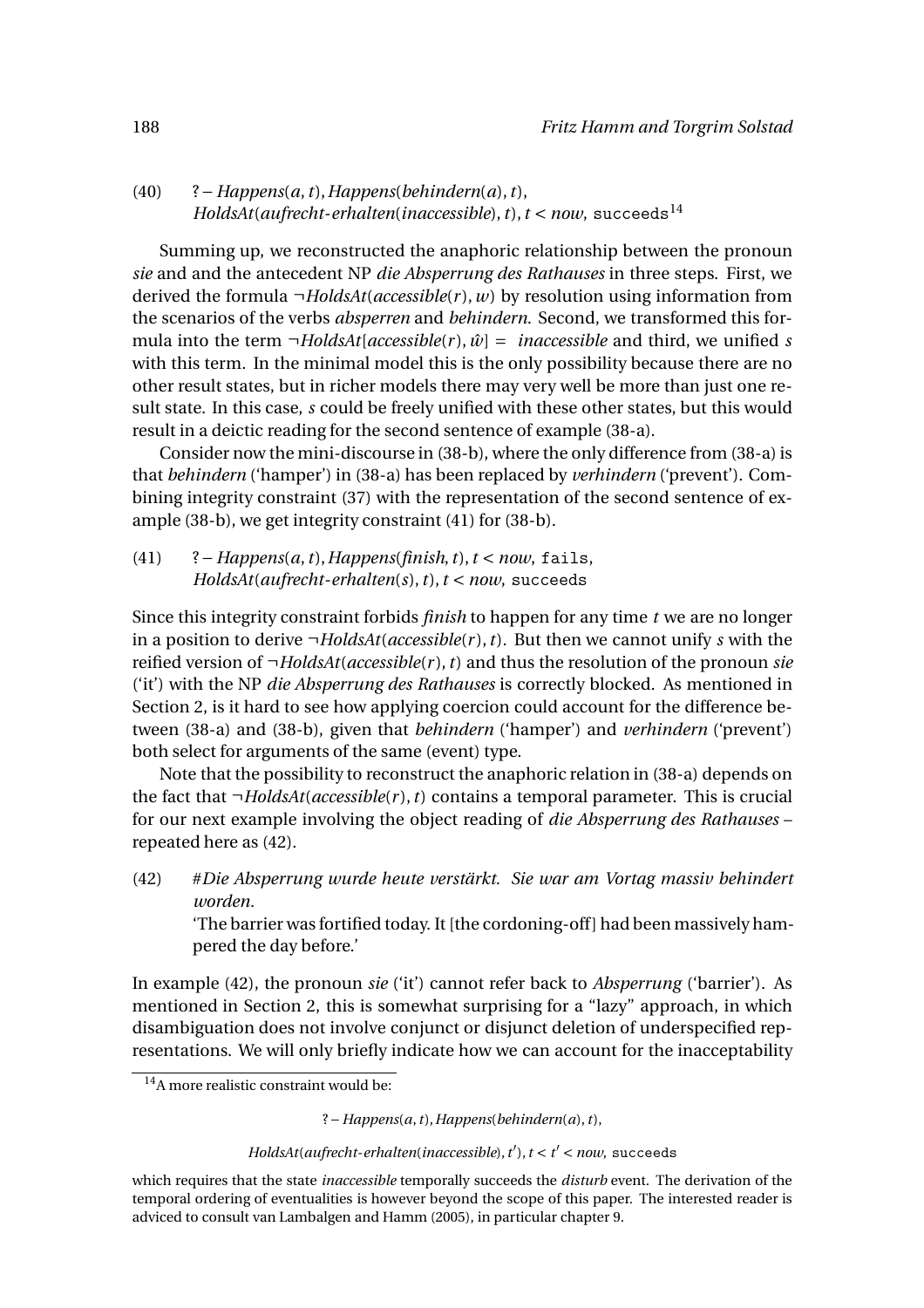(40) $?- Happens(a,t), Happens(behindern(a),t),$
$HoldsAt(aufrecht\text{-}erhalten(inaccessible),t), t < now,$ `succeeds`[14]

Summing up, we reconstructed the anaphoric relationship between the pronoun *sie* and and the antecedent NP *die Absperrung des Rathauses* in three steps. First, we derived the formula $\neg HoldsAt(accessible(r), w)$ by resolution using information from the scenarios of the verbs *absperren* and *behindern*. Second, we transformed this formula into the term $\neg HoldsAt[accessible(r), \hat{w}] = inaccessible$ and third, we unified $s$ with this term. In the minimal model this is the only possibility because there are no other result states, but in richer models there may very well be more than just one result state. In this case, $s$ could be freely unified with these other states, but this would result in a deictic reading for the second sentence of example (38-a).

Consider now the mini-discourse in (38-b), where the only difference from (38-a) is that *behindern* ('hamper') in (38-a) has been replaced by *verhindern* ('prevent'). Combining integrity constraint (37) with the representation of the second sentence of example (38-b), we get integrity constraint (41) for (38-b).

(41) $?- Happens(a,t), Happens(finish,t), t < now,$ `fails`,
$HoldsAt(aufrecht\text{-}erhalten(s),t), t < now,$ `succeeds`

Since this integrity constraint forbids *finish* to happen for any time $t$ we are no longer in a position to derive $\neg HoldsAt(accessible(r),t)$. But then we cannot unify $s$ with the reified version of $\neg HoldsAt(accessible(r),t)$ and thus the resolution of the pronoun *sie* ('it') with the NP *die Absperrung des Rathauses* is correctly blocked. As mentioned in Section 2, is it hard to see how applying coercion could account for the difference between (38-a) and (38-b), given that *behindern* ('hamper') and *verhindern* ('prevent') both select for arguments of the same (event) type.

Note that the possibility to reconstruct the anaphoric relation in (38-a) depends on the fact that $\neg HoldsAt(accessible(r),t)$ contains a temporal parameter. This is crucial for our next example involving the object reading of *die Absperrung des Rathauses* – repeated here as (42).

(42) #*Die Absperrung wurde heute verstärkt. Sie war am Vortag massiv behindert worden.*
'The barrier was fortified today. It [the cordoning-off] had been massively hampered the day before.'

In example (42), the pronoun *sie* ('it') cannot refer back to *Absperrung* ('barrier'). As mentioned in Section 2, this is somewhat surprising for a "lazy" approach, in which disambiguation does not involve conjunct or disjunct deletion of underspecified representations. We will only briefly indicate how we can account for the inacceptability

---

[14] A more realistic constraint would be:

$$?- Happens(a,t), Happens(behindern(a),t),$$

$$HoldsAt(aufrecht\text{-}erhalten(inaccessible),t'), t < t' < now, \texttt{succeeds}$$

which requires that the state *inaccessible* temporally succeeds the *disturb* event. The derivation of the temporal ordering of eventualities is however beyond the scope of this paper. The interested reader is adviced to consult van Lambalgen and Hamm (2005), in particular chapter 9.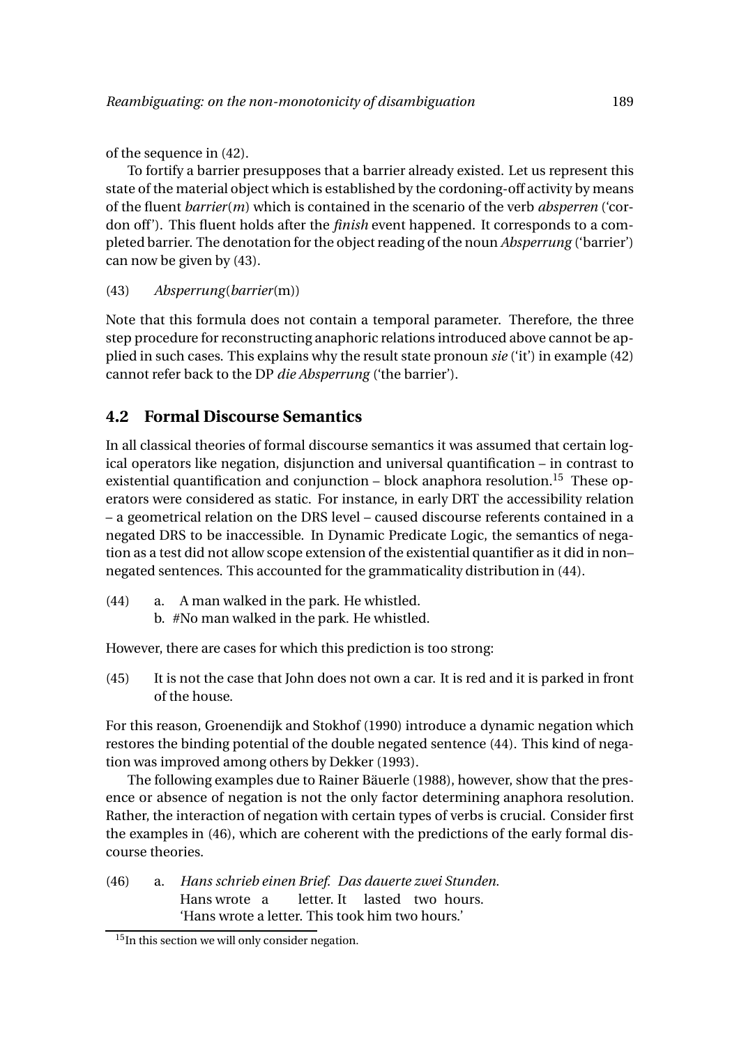of the sequence in (42).

To fortify a barrier presupposes that a barrier already existed. Let us represent this state of the material object which is established by the cordoning-off activity by means of the fluent *barrier*(*m*) which is contained in the scenario of the verb *absperren* ('cordon off'). This fluent holds after the *finish* event happened. It corresponds to a completed barrier. The denotation for the object reading of the noun *Absperrung* ('barrier') can now be given by (43).

(43) *Absperrung*(*barrier*(m))

Note that this formula does not contain a temporal parameter. Therefore, the three step procedure for reconstructing anaphoric relations introduced above cannot be applied in such cases. This explains why the result state pronoun *sie* ('it') in example (42) cannot refer back to the DP *die Absperrung* ('the barrier').

## 4.2 Formal Discourse Semantics

In all classical theories of formal discourse semantics it was assumed that certain logical operators like negation, disjunction and universal quantification – in contrast to existential quantification and conjunction – block anaphora resolution.[15] These operators were considered as static. For instance, in early DRT the accessibility relation – a geometrical relation on the DRS level – caused discourse referents contained in a negated DRS to be inaccessible. In Dynamic Predicate Logic, the semantics of negation as a test did not allow scope extension of the existential quantifier as it did in non–negated sentences. This accounted for the grammaticality distribution in (44).

(44) a. A man walked in the park. He whistled.
b. #No man walked in the park. He whistled.

However, there are cases for which this prediction is too strong:

(45) It is not the case that John does not own a car. It is red and it is parked in front of the house.

For this reason, Groenendijk and Stokhof (1990) introduce a dynamic negation which restores the binding potential of the double negated sentence (44). This kind of negation was improved among others by Dekker (1993).

The following examples due to Rainer Bäuerle (1988), however, show that the presence or absence of negation is not the only factor determining anaphora resolution. Rather, the interaction of negation with certain types of verbs is crucial. Consider first the examples in (46), which are coherent with the predictions of the early formal discourse theories.

(46) a. *Hans schrieb einen Brief. Das dauerte zwei Stunden.*
Hans wrote a letter. It lasted two hours.
'Hans wrote a letter. This took him two hours.'

[15] In this section we will only consider negation.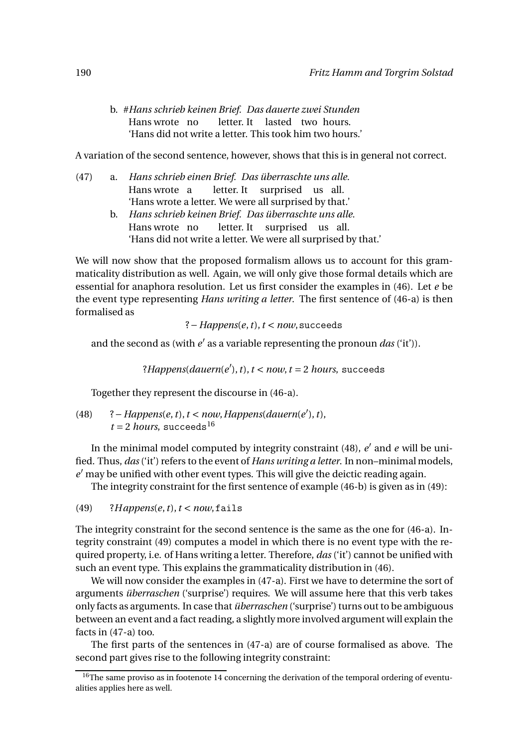b. #*Hans schrieb keinen Brief. Das dauerte zwei Stunden*
   Hans wrote no letter. It lasted two hours.
   'Hans did not write a letter. This took him two hours.'

A variation of the second sentence, however, shows that this is in general not correct.

(47) a. *Hans schrieb einen Brief. Das überraschte uns alle.*
   Hans wrote a letter. It surprised us all.
   'Hans wrote a letter. We were all surprised by that.'

b. *Hans schrieb keinen Brief. Das überraschte uns alle.*
   Hans wrote no letter. It surprised us all.
   'Hans did not write a letter. We were all surprised by that.'

We will now show that the proposed formalism allows us to account for this grammaticality distribution as well. Again, we will only give those formal details which are essential for anaphora resolution. Let us first consider the examples in (46). Let $e$ be the event type representing *Hans writing a letter*. The first sentence of (46-a) is then formalised as

$$? - Happens(e, t), t < now, \texttt{succeeds}$$

and the second as (with $e'$ as a variable representing the pronoun *das* ('it')).

$$?Happens(dauern(e'), t), t < now, t = 2\ hours, \texttt{ succeeds}$$

Together they represent the discourse in (46-a).

(48) $? - Happens(e, t), t < now, Happens(dauern(e'), t),$
$t = 2\ hours,$ succeeds[16]

In the minimal model computed by integrity constraint (48), $e'$ and $e$ will be unified. Thus, *das* ('it') refers to the event of *Hans writing a letter*. In non–minimal models, $e'$ may be unified with other event types. This will give the deictic reading again.

The integrity constraint for the first sentence of example (46-b) is given as in (49):

(49) $?Happens(e, t), t < now,$ fails

The integrity constraint for the second sentence is the same as the one for (46-a). Integrity constraint (49) computes a model in which there is no event type with the required property, i.e. of Hans writing a letter. Therefore, *das* ('it') cannot be unified with such an event type. This explains the grammaticality distribution in (46).

We will now consider the examples in (47-a). First we have to determine the sort of arguments *überraschen* ('surprise') requires. We will assume here that this verb takes only facts as arguments. In case that *überraschen* ('surprise') turns out to be ambiguous between an event and a fact reading, a slightly more involved argument will explain the facts in (47-a) too.

The first parts of the sentences in (47-a) are of course formalised as above. The second part gives rise to the following integrity constraint:

[16] The same proviso as in footnote 14 concerning the derivation of the temporal ordering of eventualities applies here as well.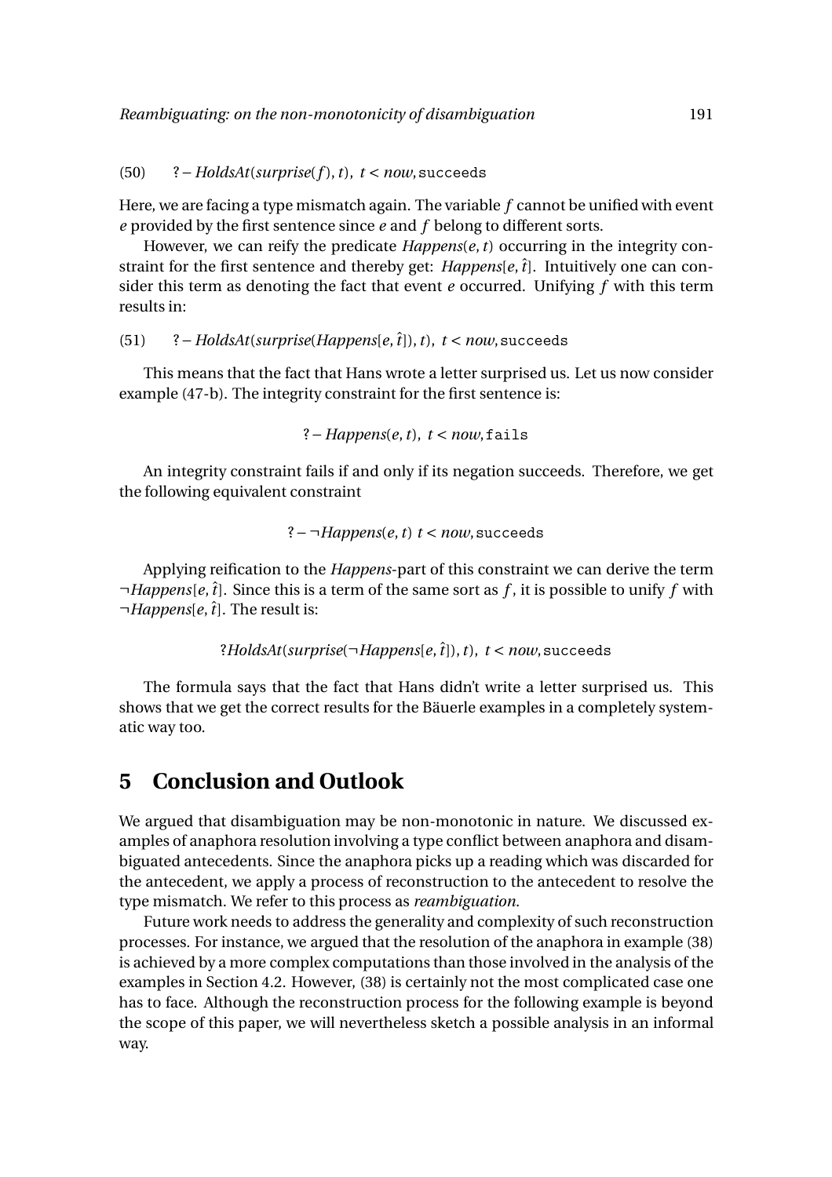(50) $? - HoldsAt(surprise(f), t),\ t < now,$ `succeeds`

Here, we are facing a type mismatch again. The variable $f$ cannot be unified with event $e$ provided by the first sentence since $e$ and $f$ belong to different sorts.

However, we can reify the predicate $Happens(e, t)$ occurring in the integrity constraint for the first sentence and thereby get: $Happens[e, \hat{t}]$. Intuitively one can consider this term as denoting the fact that event $e$ occurred. Unifying $f$ with this term results in:

(51) $? - HoldsAt(surprise(Happens[e, \hat{t}]), t),\ t < now,$ `succeeds`

This means that the fact that Hans wrote a letter surprised us. Let us now consider example (47-b). The integrity constraint for the first sentence is:

$$? - Happens(e, t),\ t < now, \texttt{fails}$$

An integrity constraint fails if and only if its negation succeeds. Therefore, we get the following equivalent constraint

$$? - \neg Happens(e, t)\ t < now, \texttt{succeeds}$$

Applying reification to the *Happens*-part of this constraint we can derive the term $\neg Happens[e, \hat{t}]$. Since this is a term of the same sort as $f$, it is possible to unify $f$ with $\neg Happens[e, \hat{t}]$. The result is:

$$?HoldsAt(surprise(\neg Happens[e, \hat{t}]), t),\ t < now, \texttt{succeeds}$$

The formula says that the fact that Hans didn't write a letter surprised us. This shows that we get the correct results for the Bäuerle examples in a completely systematic way too.

# 5 Conclusion and Outlook

We argued that disambiguation may be non-monotonic in nature. We discussed examples of anaphora resolution involving a type conflict between anaphora and disambiguated antecedents. Since the anaphora picks up a reading which was discarded for the antecedent, we apply a process of reconstruction to the antecedent to resolve the type mismatch. We refer to this process as *reambiguation*.

Future work needs to address the generality and complexity of such reconstruction processes. For instance, we argued that the resolution of the anaphora in example (38) is achieved by a more complex computations than those involved in the analysis of the examples in Section 4.2. However, (38) is certainly not the most complicated case one has to face. Although the reconstruction process for the following example is beyond the scope of this paper, we will nevertheless sketch a possible analysis in an informal way.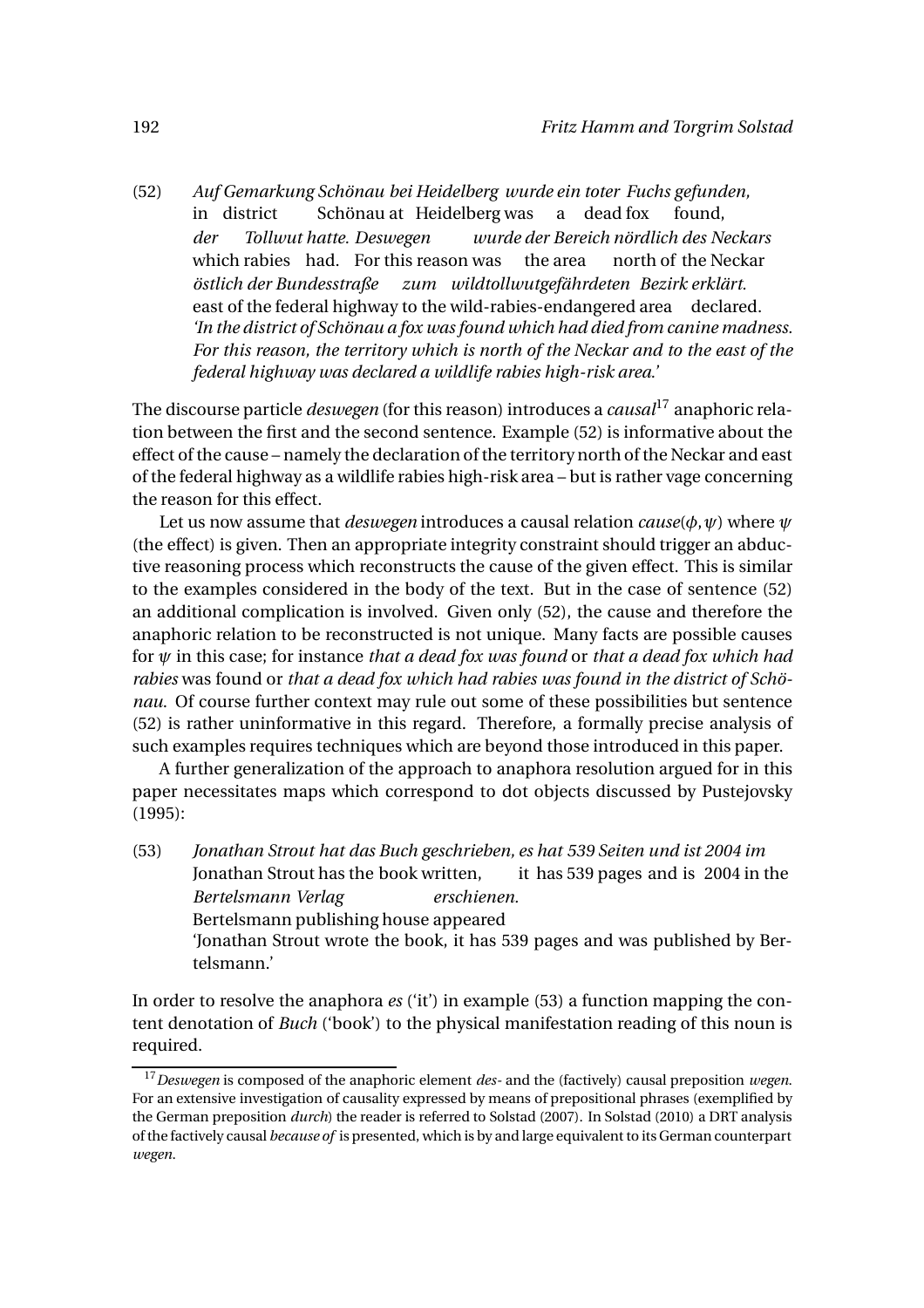(52) *Auf Gemarkung Schönau bei Heidelberg wurde ein toter Fuchs gefunden,*
in district Schönau at Heidelberg was a dead fox found,
*der Tollwut hatte. Deswegen wurde der Bereich nördlich des Neckars*
which rabies had. For this reason was the area north of the Neckar
*östlich der Bundesstraße zum wildtollwutgefährdeten Bezirk erklärt.*
east of the federal highway to the wild-rabies-endangered area declared.
*'In the district of Schönau a fox was found which had died from canine madness. For this reason, the territory which is north of the Neckar and to the east of the federal highway was declared a wildlife rabies high-risk area.'*

The discourse particle *deswegen* (for this reason) introduces a *causal*[17] anaphoric relation between the first and the second sentence. Example (52) is informative about the effect of the cause – namely the declaration of the territory north of the Neckar and east of the federal highway as a wildlife rabies high-risk area – but is rather vage concerning the reason for this effect.

Let us now assume that *deswegen* introduces a causal relation $cause(\phi, \psi)$ where $\psi$ (the effect) is given. Then an appropriate integrity constraint should trigger an abductive reasoning process which reconstructs the cause of the given effect. This is similar to the examples considered in the body of the text. But in the case of sentence (52) an additional complication is involved. Given only (52), the cause and therefore the anaphoric relation to be reconstructed is not unique. Many facts are possible causes for $\psi$ in this case; for instance *that a dead fox was found* or *that a dead fox which had rabies* was found or *that a dead fox which had rabies was found in the district of Schönau*. Of course further context may rule out some of these possibilities but sentence (52) is rather uninformative in this regard. Therefore, a formally precise analysis of such examples requires techniques which are beyond those introduced in this paper.

A further generalization of the approach to anaphora resolution argued for in this paper necessitates maps which correspond to dot objects discussed by Pustejovsky (1995):

(53) *Jonathan Strout hat das Buch geschrieben, es hat 539 Seiten und ist 2004 im*
Jonathan Strout has the book written, it has 539 pages and is 2004 in the
*Bertelsmann Verlag erschienen.*
Bertelsmann publishing house appeared
'Jonathan Strout wrote the book, it has 539 pages and was published by Bertelsmann.'

In order to resolve the anaphora *es* ('it') in example (53) a function mapping the content denotation of *Buch* ('book') to the physical manifestation reading of this noun is required.

[17] *Deswegen* is composed of the anaphoric element *des-* and the (factively) causal preposition *wegen*. For an extensive investigation of causality expressed by means of prepositional phrases (exemplified by the German preposition *durch*) the reader is referred to Solstad (2007). In Solstad (2010) a DRT analysis of the factively causal *because of* is presented, which is by and large equivalent to its German counterpart *wegen*.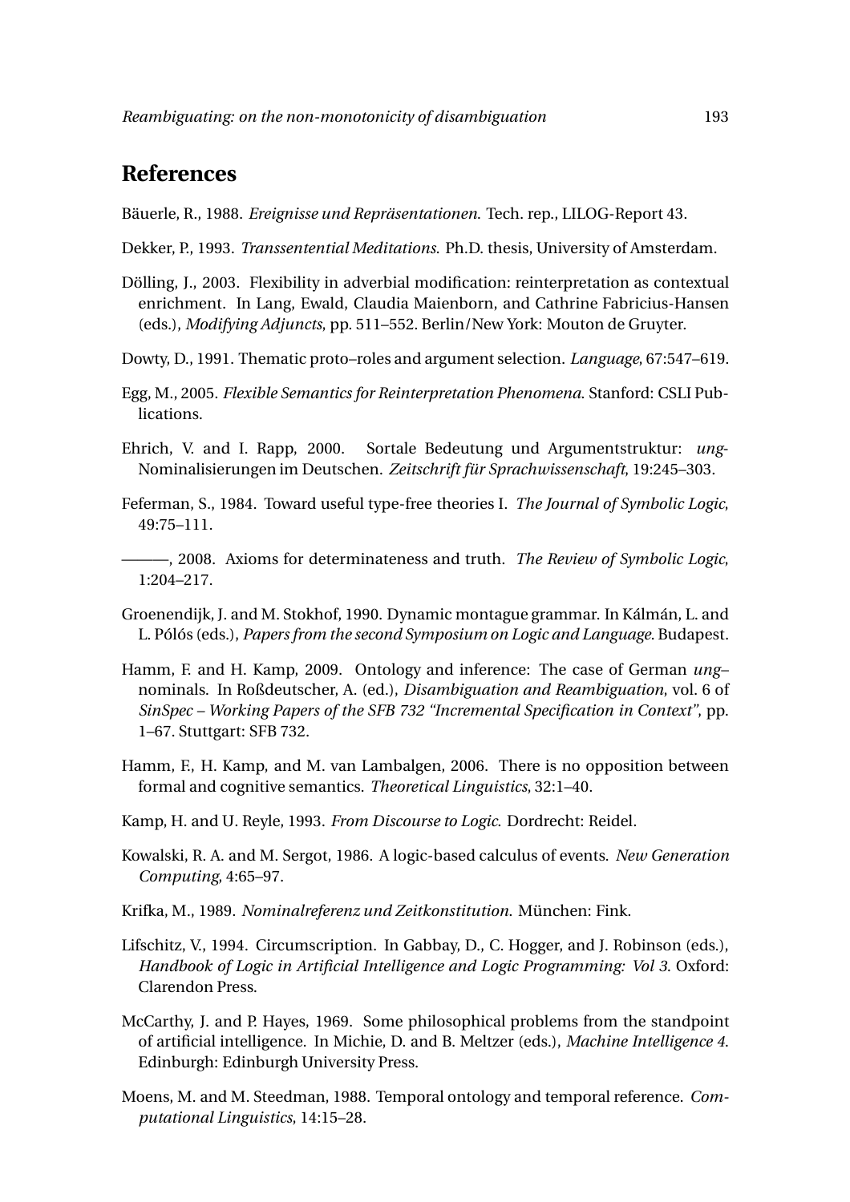## References

Bäuerle, R., 1988. *Ereignisse und Repräsentationen*. Tech. rep., LILOG-Report 43.

Dekker, P., 1993. *Transsentential Meditations*. Ph.D. thesis, University of Amsterdam.

Dölling, J., 2003. Flexibility in adverbial modification: reinterpretation as contextual enrichment. In Lang, Ewald, Claudia Maienborn, and Cathrine Fabricius-Hansen (eds.), *Modifying Adjuncts*, pp. 511–552. Berlin/New York: Mouton de Gruyter.

Dowty, D., 1991. Thematic proto–roles and argument selection. *Language*, 67:547–619.

Egg, M., 2005. *Flexible Semantics for Reinterpretation Phenomena*. Stanford: CSLI Publications.

Ehrich, V. and I. Rapp, 2000. Sortale Bedeutung und Argumentstruktur: *ung*-Nominalisierungen im Deutschen. *Zeitschrift für Sprachwissenschaft*, 19:245–303.

Feferman, S., 1984. Toward useful type-free theories I. *The Journal of Symbolic Logic*, 49:75–111.

———, 2008. Axioms for determinateness and truth. *The Review of Symbolic Logic*, 1:204–217.

Groenendijk, J. and M. Stokhof, 1990. Dynamic montague grammar. In Kálmán, L. and L. Pólós (eds.), *Papers from the second Symposium on Logic and Language*. Budapest.

Hamm, F. and H. Kamp, 2009. Ontology and inference: The case of German *ung*–nominals. In Roßdeutscher, A. (ed.), *Disambiguation and Reambiguation*, vol. 6 of *SinSpec – Working Papers of the SFB 732 "Incremental Specification in Context"*, pp. 1–67. Stuttgart: SFB 732.

Hamm, F., H. Kamp, and M. van Lambalgen, 2006. There is no opposition between formal and cognitive semantics. *Theoretical Linguistics*, 32:1–40.

Kamp, H. and U. Reyle, 1993. *From Discourse to Logic*. Dordrecht: Reidel.

Kowalski, R. A. and M. Sergot, 1986. A logic-based calculus of events. *New Generation Computing*, 4:65–97.

Krifka, M., 1989. *Nominalreferenz und Zeitkonstitution*. München: Fink.

Lifschitz, V., 1994. Circumscription. In Gabbay, D., C. Hogger, and J. Robinson (eds.), *Handbook of Logic in Artificial Intelligence and Logic Programming: Vol 3*. Oxford: Clarendon Press.

McCarthy, J. and P. Hayes, 1969. Some philosophical problems from the standpoint of artificial intelligence. In Michie, D. and B. Meltzer (eds.), *Machine Intelligence 4*. Edinburgh: Edinburgh University Press.

Moens, M. and M. Steedman, 1988. Temporal ontology and temporal reference. *Computational Linguistics*, 14:15–28.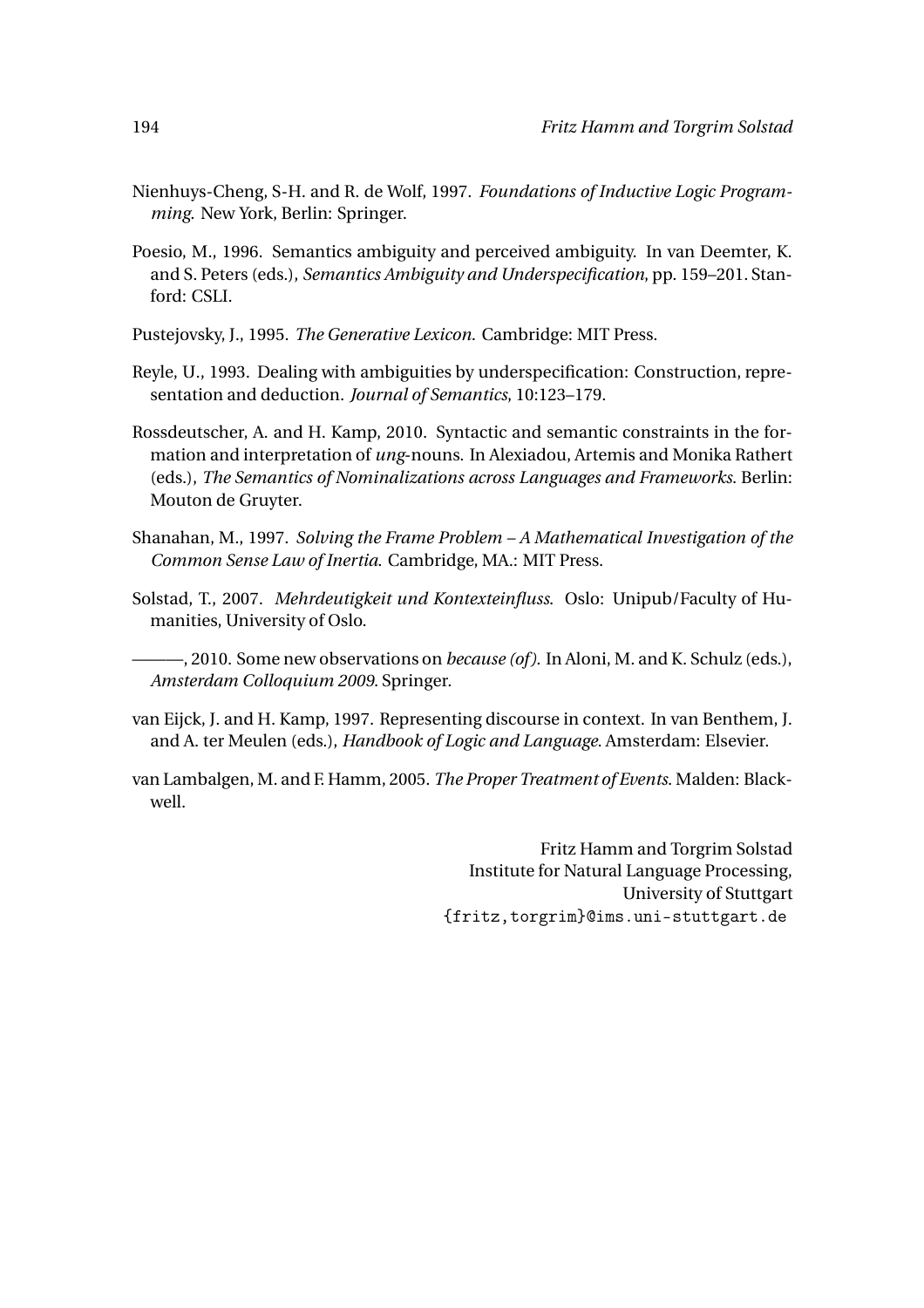Nienhuys-Cheng, S-H. and R. de Wolf, 1997. *Foundations of Inductive Logic Programming*. New York, Berlin: Springer.

Poesio, M., 1996. Semantics ambiguity and perceived ambiguity. In van Deemter, K. and S. Peters (eds.), *Semantics Ambiguity and Underspecification*, pp. 159–201. Stanford: CSLI.

Pustejovsky, J., 1995. *The Generative Lexicon*. Cambridge: MIT Press.

Reyle, U., 1993. Dealing with ambiguities by underspecification: Construction, representation and deduction. *Journal of Semantics*, 10:123–179.

Rossdeutscher, A. and H. Kamp, 2010. Syntactic and semantic constraints in the formation and interpretation of *ung*-nouns. In Alexiadou, Artemis and Monika Rathert (eds.), *The Semantics of Nominalizations across Languages and Frameworks*. Berlin: Mouton de Gruyter.

Shanahan, M., 1997. *Solving the Frame Problem – A Mathematical Investigation of the Common Sense Law of Inertia*. Cambridge, MA.: MIT Press.

Solstad, T., 2007. *Mehrdeutigkeit und Kontexteinfluss*. Oslo: Unipub/Faculty of Humanities, University of Oslo.

———, 2010. Some new observations on *because (of)*. In Aloni, M. and K. Schulz (eds.), *Amsterdam Colloquium 2009*. Springer.

van Eijck, J. and H. Kamp, 1997. Representing discourse in context. In van Benthem, J. and A. ter Meulen (eds.), *Handbook of Logic and Language*. Amsterdam: Elsevier.

van Lambalgen, M. and F. Hamm, 2005. *The Proper Treatment of Events*. Malden: Blackwell.

Fritz Hamm and Torgrim Solstad
Institute for Natural Language Processing,
University of Stuttgart
{fritz,torgrim}@ims.uni-stuttgart.de